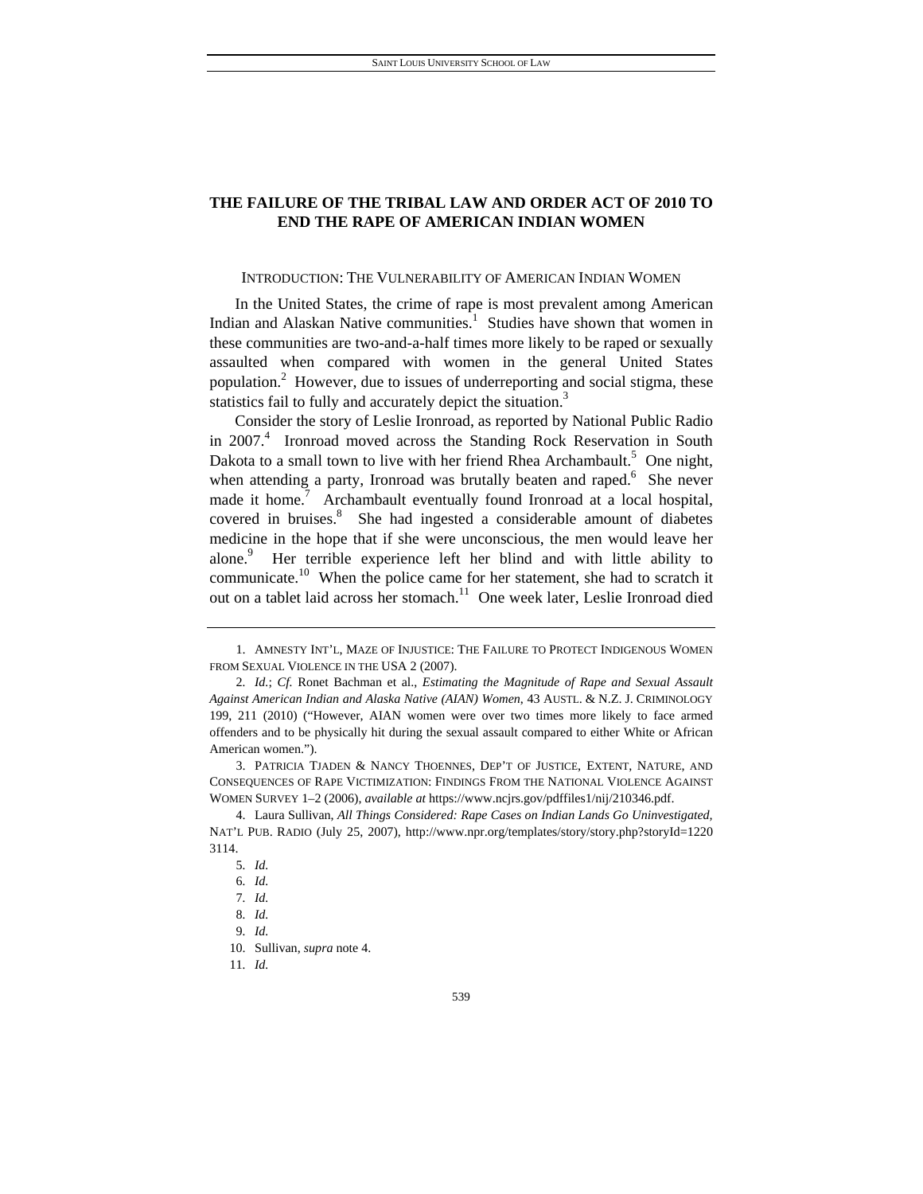# THE FAILURE OF THE TRIBAL LAW AND ORDER ACT OF 2010 TO END THE RAPE OF AMERICAN INDIAN WOMEN

## INTRODUCTION: THE VULNERABILITY OF AMERICAN INDIAN WOMEN

In the United States, the crime of rape is most prevalent among American Indian and Alaskan Native communities.[1] Studies have shown that women in these communities are two-and-a-half times more likely to be raped or sexually assaulted when compared with women in the general United States population.[2] However, due to issues of underreporting and social stigma, these statistics fail to fully and accurately depict the situation.[3]

Consider the story of Leslie Ironroad, as reported by National Public Radio in 2007.[4] Ironroad moved across the Standing Rock Reservation in South Dakota to a small town to live with her friend Rhea Archambault.[5] One night, when attending a party, Ironroad was brutally beaten and raped.[6] She never made it home.[7] Archambault eventually found Ironroad at a local hospital, covered in bruises.[8] She had ingested a considerable amount of diabetes medicine in the hope that if she were unconscious, the men would leave her alone.[9] Her terrible experience left her blind and with little ability to communicate.[10] When the police came for her statement, she had to scratch it out on a tablet laid across her stomach.[11] One week later, Leslie Ironroad died

---

1. AMNESTY INT'L, MAZE OF INJUSTICE: THE FAILURE TO PROTECT INDIGENOUS WOMEN FROM SEXUAL VIOLENCE IN THE USA 2 (2007).

2. *Id.*; *Cf.* Ronet Bachman et al., *Estimating the Magnitude of Rape and Sexual Assault Against American Indian and Alaska Native (AIAN) Women*, 43 AUSTL. & N.Z. J. CRIMINOLOGY 199, 211 (2010) ("However, AIAN women were over two times more likely to face armed offenders and to be physically hit during the sexual assault compared to either White or African American women.").

3. PATRICIA TJADEN & NANCY THOENNES, DEP'T OF JUSTICE, EXTENT, NATURE, AND CONSEQUENCES OF RAPE VICTIMIZATION: FINDINGS FROM THE NATIONAL VIOLENCE AGAINST WOMEN SURVEY 1–2 (2006), *available at* https://www.ncjrs.gov/pdffiles1/nij/210346.pdf.

4. Laura Sullivan, *All Things Considered: Rape Cases on Indian Lands Go Uninvestigated*, NAT'L PUB. RADIO (July 25, 2007), http://www.npr.org/templates/story/story.php?storyId=12203114.

5. *Id.*

6. *Id.*

7. *Id.*

8. *Id.*

9. *Id.*

10. Sullivan, *supra* note 4.

11. *Id.*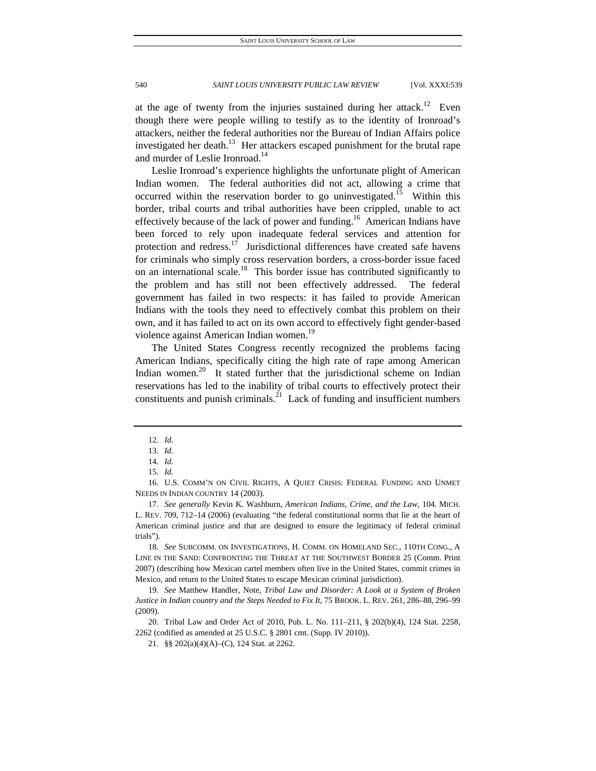at the age of twenty from the injuries sustained during her attack.[12] Even though there were people willing to testify as to the identity of Ironroad's attackers, neither the federal authorities nor the Bureau of Indian Affairs police investigated her death.[13] Her attackers escaped punishment for the brutal rape and murder of Leslie Ironroad.[14]

Leslie Ironroad's experience highlights the unfortunate plight of American Indian women. The federal authorities did not act, allowing a crime that occurred within the reservation border to go uninvestigated.[15] Within this border, tribal courts and tribal authorities have been crippled, unable to act effectively because of the lack of power and funding.[16] American Indians have been forced to rely upon inadequate federal services and attention for protection and redress.[17] Jurisdictional differences have created safe havens for criminals who simply cross reservation borders, a cross-border issue faced on an international scale.[18] This border issue has contributed significantly to the problem and has still not been effectively addressed. The federal government has failed in two respects: it has failed to provide American Indians with the tools they need to effectively combat this problem on their own, and it has failed to act on its own accord to effectively fight gender-based violence against American Indian women.[19]

The United States Congress recently recognized the problems facing American Indians, specifically citing the high rate of rape among American Indian women.[20] It stated further that the jurisdictional scheme on Indian reservations has led to the inability of tribal courts to effectively protect their constituents and punish criminals.[21] Lack of funding and insufficient numbers

---

12. *Id.*

13. *Id.*

14. *Id.*

15. *Id.*

16. U.S. COMM'N ON CIVIL RIGHTS, A QUIET CRISIS: FEDERAL FUNDING AND UNMET NEEDS IN INDIAN COUNTRY 14 (2003).

17. *See generally* Kevin K. Washburn, *American Indians, Crime, and the Law*, 104. MICH. L. REV. 709, 712–14 (2006) (evaluating "the federal constitutional norms that lie at the heart of American criminal justice and that are designed to ensure the legitimacy of federal criminal trials").

18. *See* SUBCOMM. ON INVESTIGATIONS, H. COMM. ON HOMELAND SEC., 110TH CONG., A LINE IN THE SAND: CONFRONTING THE THREAT AT THE SOUTHWEST BORDER 25 (Comm. Print 2007) (describing how Mexican cartel members often live in the United States, commit crimes in Mexico, and return to the United States to escape Mexican criminal jurisdiction).

19. *See* Matthew Handler, Note, *Tribal Law and Disorder: A Look at a System of Broken Justice in Indian country and the Steps Needed to Fix It*, 75 BROOK. L. REV. 261, 286–88, 296–99 (2009).

20. Tribal Law and Order Act of 2010, Pub. L. No. 111–211, § 202(b)(4), 124 Stat. 2258, 2262 (codified as amended at 25 U.S.C. § 2801 cmt. (Supp. IV 2010)).

21. §§ 202(a)(4)(A)–(C), 124 Stat. at 2262.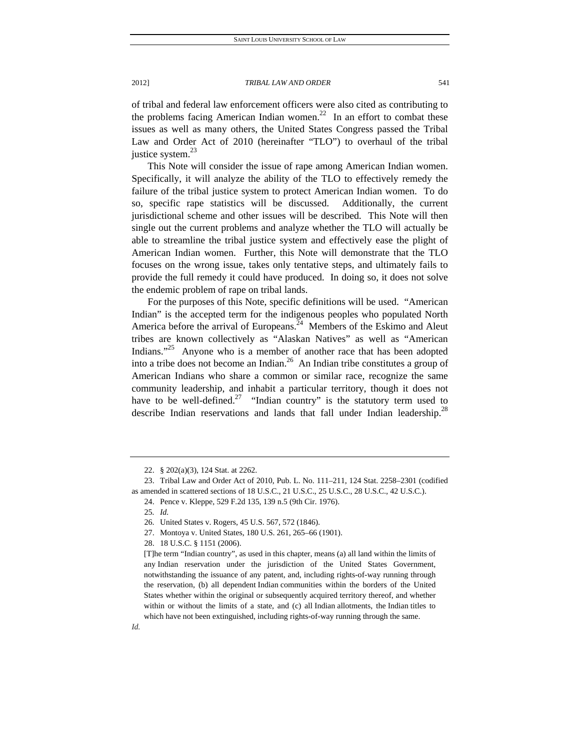of tribal and federal law enforcement officers were also cited as contributing to the problems facing American Indian women.[22] In an effort to combat these issues as well as many others, the United States Congress passed the Tribal Law and Order Act of 2010 (hereinafter "TLO") to overhaul of the tribal justice system.[23]

This Note will consider the issue of rape among American Indian women. Specifically, it will analyze the ability of the TLO to effectively remedy the failure of the tribal justice system to protect American Indian women. To do so, specific rape statistics will be discussed. Additionally, the current jurisdictional scheme and other issues will be described. This Note will then single out the current problems and analyze whether the TLO will actually be able to streamline the tribal justice system and effectively ease the plight of American Indian women. Further, this Note will demonstrate that the TLO focuses on the wrong issue, takes only tentative steps, and ultimately fails to provide the full remedy it could have produced. In doing so, it does not solve the endemic problem of rape on tribal lands.

For the purposes of this Note, specific definitions will be used. "American Indian" is the accepted term for the indigenous peoples who populated North America before the arrival of Europeans.[24] Members of the Eskimo and Aleut tribes are known collectively as "Alaskan Natives" as well as "American Indians."[25] Anyone who is a member of another race that has been adopted into a tribe does not become an Indian.[26] An Indian tribe constitutes a group of American Indians who share a common or similar race, recognize the same community leadership, and inhabit a particular territory, though it does not have to be well-defined.[27] "Indian country" is the statutory term used to describe Indian reservations and lands that fall under Indian leadership.[28]

---

22. § 202(a)(3), 124 Stat. at 2262.

23. Tribal Law and Order Act of 2010, Pub. L. No. 111–211, 124 Stat. 2258–2301 (codified as amended in scattered sections of 18 U.S.C., 21 U.S.C., 25 U.S.C., 28 U.S.C., 42 U.S.C.).

24. Pence v. Kleppe, 529 F.2d 135, 139 n.5 (9th Cir. 1976).

25. *Id.*

26. United States v. Rogers, 45 U.S. 567, 572 (1846).

27. Montoya v. United States, 180 U.S. 261, 265–66 (1901).

28. 18 U.S.C. § 1151 (2006).

> [T]he term "Indian country", as used in this chapter, means (a) all land within the limits of any Indian reservation under the jurisdiction of the United States Government, notwithstanding the issuance of any patent, and, including rights-of-way running through the reservation, (b) all dependent Indian communities within the borders of the United States whether within the original or subsequently acquired territory thereof, and whether within or without the limits of a state, and (c) all Indian allotments, the Indian titles to which have not been extinguished, including rights-of-way running through the same.

*Id.*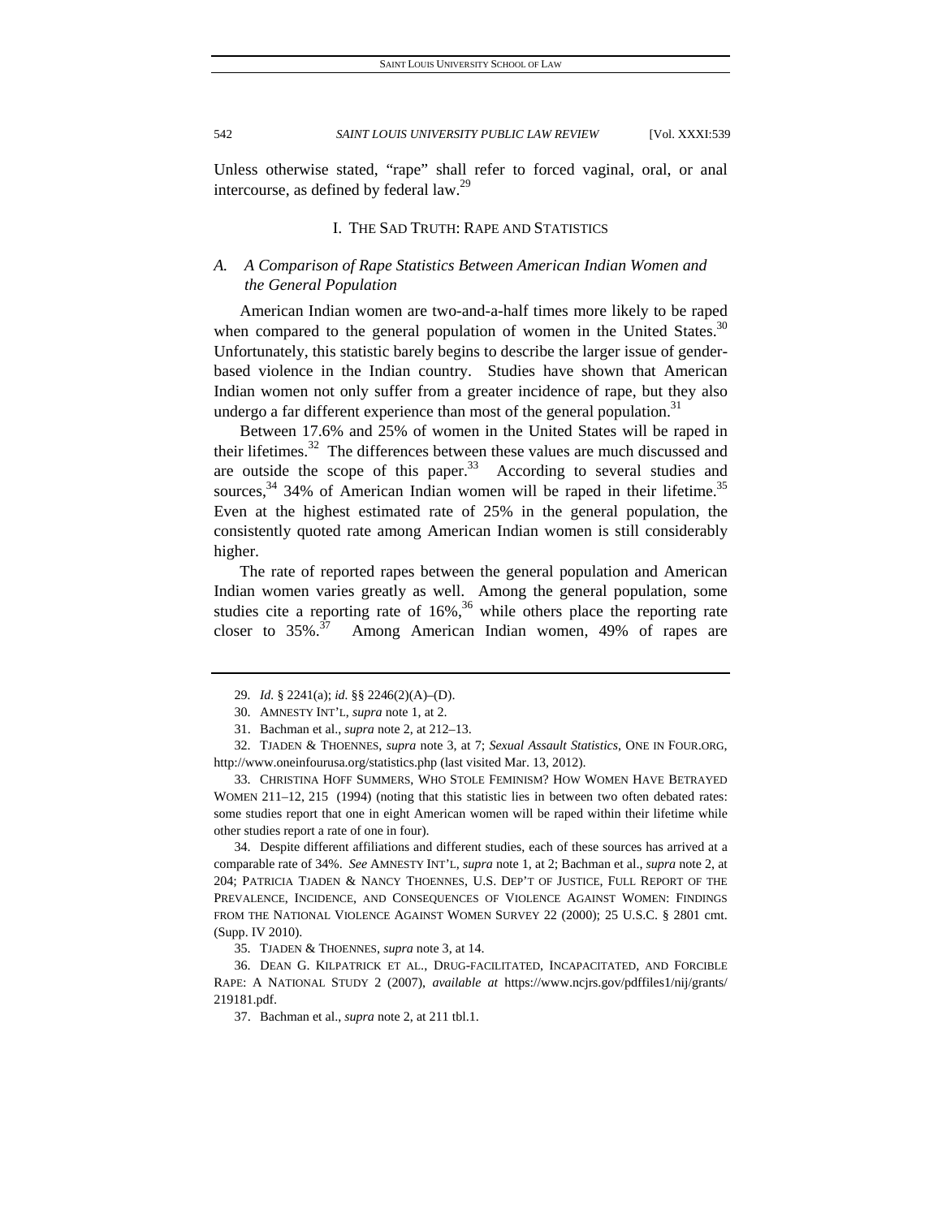Unless otherwise stated, "rape" shall refer to forced vaginal, oral, or anal intercourse, as defined by federal law.[29]

## I. THE SAD TRUTH: RAPE AND STATISTICS

### *A. A Comparison of Rape Statistics Between American Indian Women and the General Population*

American Indian women are two-and-a-half times more likely to be raped when compared to the general population of women in the United States.[30] Unfortunately, this statistic barely begins to describe the larger issue of gender-based violence in the Indian country. Studies have shown that American Indian women not only suffer from a greater incidence of rape, but they also undergo a far different experience than most of the general population.[31]

Between 17.6% and 25% of women in the United States will be raped in their lifetimes.[32] The differences between these values are much discussed and are outside the scope of this paper.[33] According to several studies and sources,[34] 34% of American Indian women will be raped in their lifetime.[35] Even at the highest estimated rate of 25% in the general population, the consistently quoted rate among American Indian women is still considerably higher.

The rate of reported rapes between the general population and American Indian women varies greatly as well. Among the general population, some studies cite a reporting rate of 16%,[36] while others place the reporting rate closer to 35%.[37] Among American Indian women, 49% of rapes are

---

29. *Id.* § 2241(a); *id.* §§ 2246(2)(A)–(D).

30. AMNESTY INT'L, *supra* note 1, at 2.

31. Bachman et al., *supra* note 2, at 212–13.

32. TJADEN & THOENNES, *supra* note 3, at 7; *Sexual Assault Statistics*, ONE IN FOUR.ORG, http://www.oneinfourusa.org/statistics.php (last visited Mar. 13, 2012).

33. CHRISTINA HOFF SUMMERS, WHO STOLE FEMINISM? HOW WOMEN HAVE BETRAYED WOMEN 211–12, 215 (1994) (noting that this statistic lies in between two often debated rates: some studies report that one in eight American women will be raped within their lifetime while other studies report a rate of one in four).

34. Despite different affiliations and different studies, each of these sources has arrived at a comparable rate of 34%. *See* AMNESTY INT'L, *supra* note 1, at 2; Bachman et al., *supra* note 2, at 204; PATRICIA TJADEN & NANCY THOENNES, U.S. DEP'T OF JUSTICE, FULL REPORT OF THE PREVALENCE, INCIDENCE, AND CONSEQUENCES OF VIOLENCE AGAINST WOMEN: FINDINGS FROM THE NATIONAL VIOLENCE AGAINST WOMEN SURVEY 22 (2000); 25 U.S.C. § 2801 cmt. (Supp. IV 2010).

35. TJADEN & THOENNES, *supra* note 3, at 14.

36. DEAN G. KILPATRICK ET AL., DRUG-FACILITATED, INCAPACITATED, AND FORCIBLE RAPE: A NATIONAL STUDY 2 (2007), *available at* https://www.ncjrs.gov/pdffiles1/nij/grants/219181.pdf.

37. Bachman et al., *supra* note 2, at 211 tbl.1.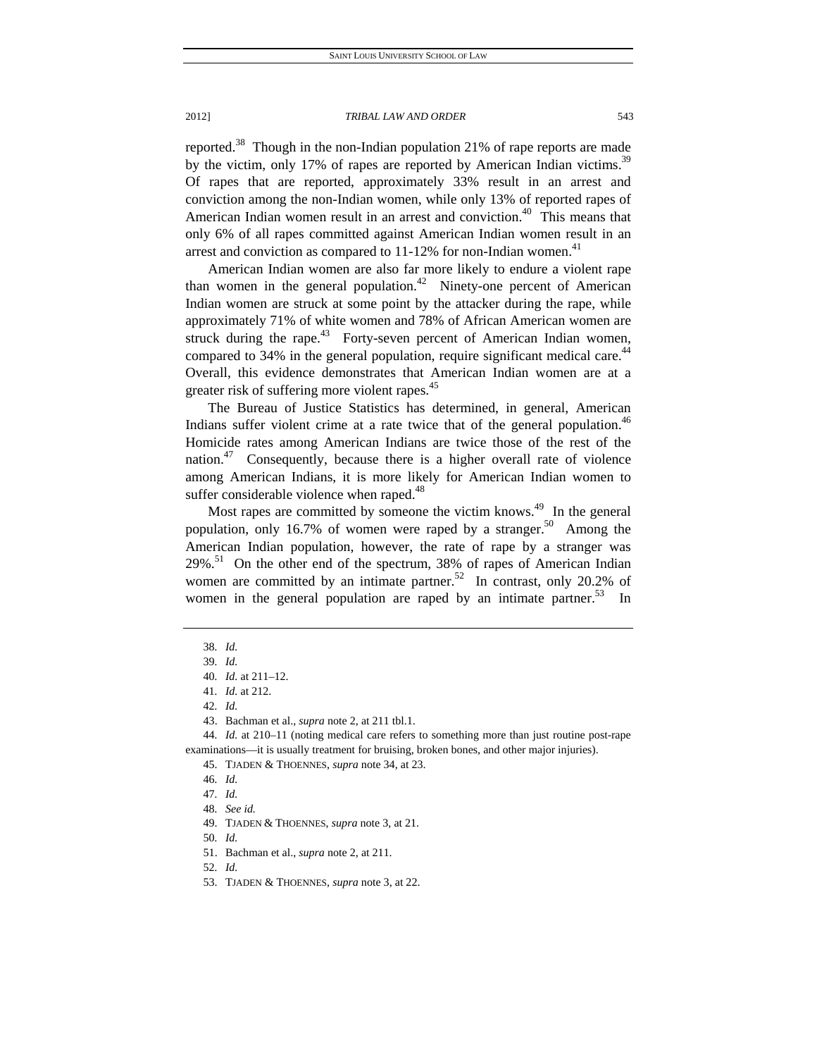reported.[38] Though in the non-Indian population 21% of rape reports are made by the victim, only 17% of rapes are reported by American Indian victims.[39] Of rapes that are reported, approximately 33% result in an arrest and conviction among the non-Indian women, while only 13% of reported rapes of American Indian women result in an arrest and conviction.[40] This means that only 6% of all rapes committed against American Indian women result in an arrest and conviction as compared to 11-12% for non-Indian women.[41]

American Indian women are also far more likely to endure a violent rape than women in the general population.[42] Ninety-one percent of American Indian women are struck at some point by the attacker during the rape, while approximately 71% of white women and 78% of African American women are struck during the rape.[43] Forty-seven percent of American Indian women, compared to 34% in the general population, require significant medical care.[44] Overall, this evidence demonstrates that American Indian women are at a greater risk of suffering more violent rapes.[45]

The Bureau of Justice Statistics has determined, in general, American Indians suffer violent crime at a rate twice that of the general population.[46] Homicide rates among American Indians are twice those of the rest of the nation.[47] Consequently, because there is a higher overall rate of violence among American Indians, it is more likely for American Indian women to suffer considerable violence when raped.[48]

Most rapes are committed by someone the victim knows.[49] In the general population, only 16.7% of women were raped by a stranger.[50] Among the American Indian population, however, the rate of rape by a stranger was 29%.[51] On the other end of the spectrum, 38% of rapes of American Indian women are committed by an intimate partner.[52] In contrast, only 20.2% of women in the general population are raped by an intimate partner.[53] In

---

38. *Id.*

39. *Id.*

40. *Id.* at 211–12.

41. *Id.* at 212.

42. *Id.*

43. Bachman et al., *supra* note 2, at 211 tbl.1.

44. *Id.* at 210–11 (noting medical care refers to something more than just routine post-rape examinations—it is usually treatment for bruising, broken bones, and other major injuries).

45. TJADEN & THOENNES, *supra* note 34, at 23.

46. *Id.*

47. *Id.*

48. *See id.*

49. TJADEN & THOENNES, *supra* note 3, at 21.

50. *Id.*

51. Bachman et al., *supra* note 2, at 211.

52. *Id.*

53. TJADEN & THOENNES, *supra* note 3, at 22.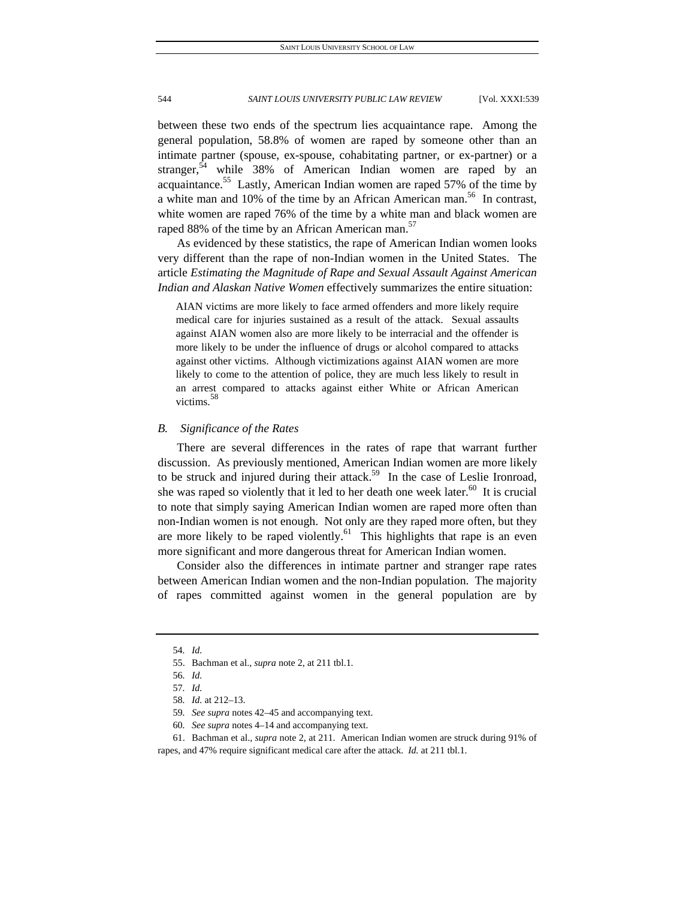between these two ends of the spectrum lies acquaintance rape. Among the general population, 58.8% of women are raped by someone other than an intimate partner (spouse, ex-spouse, cohabitating partner, or ex-partner) or a stranger,[54] while 38% of American Indian women are raped by an acquaintance.[55] Lastly, American Indian women are raped 57% of the time by a white man and 10% of the time by an African American man.[56] In contrast, white women are raped 76% of the time by a white man and black women are raped 88% of the time by an African American man.[57]

As evidenced by these statistics, the rape of American Indian women looks very different than the rape of non-Indian women in the United States. The article *Estimating the Magnitude of Rape and Sexual Assault Against American Indian and Alaskan Native Women* effectively summarizes the entire situation:

> AIAN victims are more likely to face armed offenders and more likely require medical care for injuries sustained as a result of the attack. Sexual assaults against AIAN women also are more likely to be interracial and the offender is more likely to be under the influence of drugs or alcohol compared to attacks against other victims. Although victimizations against AIAN women are more likely to come to the attention of police, they are much less likely to result in an arrest compared to attacks against either White or African American victims.[58]

### *B. Significance of the Rates*

There are several differences in the rates of rape that warrant further discussion. As previously mentioned, American Indian women are more likely to be struck and injured during their attack.[59] In the case of Leslie Ironroad, she was raped so violently that it led to her death one week later.[60] It is crucial to note that simply saying American Indian women are raped more often than non-Indian women is not enough. Not only are they raped more often, but they are more likely to be raped violently.[61] This highlights that rape is an even more significant and more dangerous threat for American Indian women.

Consider also the differences in intimate partner and stranger rape rates between American Indian women and the non-Indian population. The majority of rapes committed against women in the general population are by

---

54. *Id.*

55. Bachman et al., *supra* note 2, at 211 tbl.1.

56. *Id.*

57. *Id.*

58. *Id.* at 212–13.

59. *See supra* notes 42–45 and accompanying text.

60. *See supra* notes 4–14 and accompanying text.

61. Bachman et al., *supra* note 2, at 211. American Indian women are struck during 91% of rapes, and 47% require significant medical care after the attack. *Id.* at 211 tbl.1.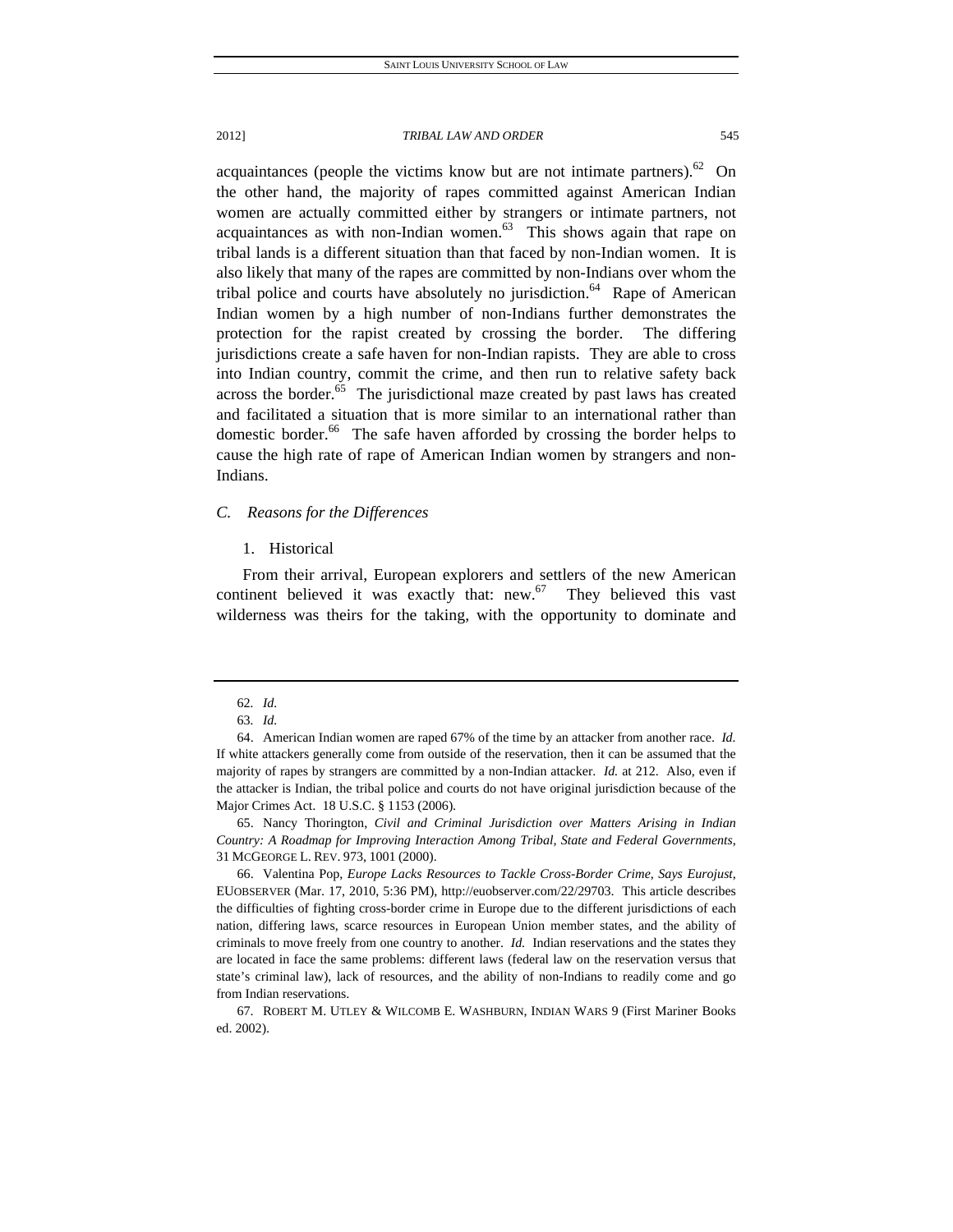acquaintances (people the victims know but are not intimate partners).[62] On the other hand, the majority of rapes committed against American Indian women are actually committed either by strangers or intimate partners, not acquaintances as with non-Indian women.[63] This shows again that rape on tribal lands is a different situation than that faced by non-Indian women. It is also likely that many of the rapes are committed by non-Indians over whom the tribal police and courts have absolutely no jurisdiction.[64] Rape of American Indian women by a high number of non-Indians further demonstrates the protection for the rapist created by crossing the border. The differing jurisdictions create a safe haven for non-Indian rapists. They are able to cross into Indian country, commit the crime, and then run to relative safety back across the border.[65] The jurisdictional maze created by past laws has created and facilitated a situation that is more similar to an international rather than domestic border.[66] The safe haven afforded by crossing the border helps to cause the high rate of rape of American Indian women by strangers and non-Indians.

### *C. Reasons for the Differences*

#### 1. Historical

From their arrival, European explorers and settlers of the new American continent believed it was exactly that: new.[67] They believed this vast wilderness was theirs for the taking, with the opportunity to dominate and

---

62. *Id.*

63. *Id.*

64. American Indian women are raped 67% of the time by an attacker from another race. *Id.* If white attackers generally come from outside of the reservation, then it can be assumed that the majority of rapes by strangers are committed by a non-Indian attacker. *Id.* at 212. Also, even if the attacker is Indian, the tribal police and courts do not have original jurisdiction because of the Major Crimes Act. 18 U.S.C. § 1153 (2006).

65. Nancy Thorington, *Civil and Criminal Jurisdiction over Matters Arising in Indian Country: A Roadmap for Improving Interaction Among Tribal, State and Federal Governments*, 31 MCGEORGE L. REV. 973, 1001 (2000).

66. Valentina Pop, *Europe Lacks Resources to Tackle Cross-Border Crime, Says Eurojust*, EUOBSERVER (Mar. 17, 2010, 5:36 PM), http://euobserver.com/22/29703. This article describes the difficulties of fighting cross-border crime in Europe due to the different jurisdictions of each nation, differing laws, scarce resources in European Union member states, and the ability of criminals to move freely from one country to another. *Id.* Indian reservations and the states they are located in face the same problems: different laws (federal law on the reservation versus that state's criminal law), lack of resources, and the ability of non-Indians to readily come and go from Indian reservations.

67. ROBERT M. UTLEY & WILCOMB E. WASHBURN, INDIAN WARS 9 (First Mariner Books ed. 2002).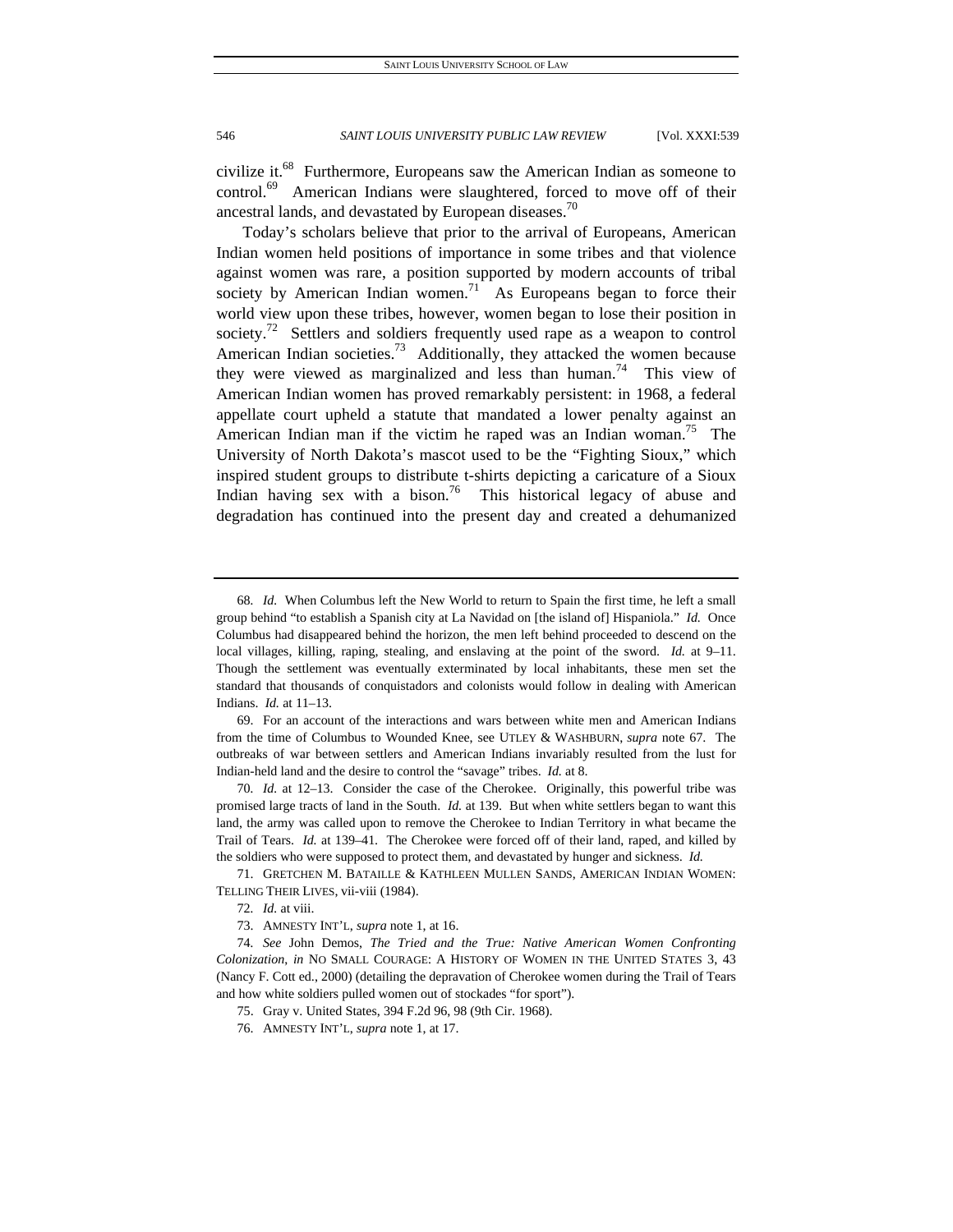civilize it.[68] Furthermore, Europeans saw the American Indian as someone to control.[69] American Indians were slaughtered, forced to move off of their ancestral lands, and devastated by European diseases.[70]

Today's scholars believe that prior to the arrival of Europeans, American Indian women held positions of importance in some tribes and that violence against women was rare, a position supported by modern accounts of tribal society by American Indian women.[71] As Europeans began to force their world view upon these tribes, however, women began to lose their position in society.[72] Settlers and soldiers frequently used rape as a weapon to control American Indian societies.[73] Additionally, they attacked the women because they were viewed as marginalized and less than human.[74] This view of American Indian women has proved remarkably persistent: in 1968, a federal appellate court upheld a statute that mandated a lower penalty against an American Indian man if the victim he raped was an Indian woman.[75] The University of North Dakota's mascot used to be the "Fighting Sioux," which inspired student groups to distribute t-shirts depicting a caricature of a Sioux Indian having sex with a bison.[76] This historical legacy of abuse and degradation has continued into the present day and created a dehumanized

---

68. *Id.* When Columbus left the New World to return to Spain the first time, he left a small group behind "to establish a Spanish city at La Navidad on [the island of] Hispaniola." *Id.* Once Columbus had disappeared behind the horizon, the men left behind proceeded to descend on the local villages, killing, raping, stealing, and enslaving at the point of the sword. *Id.* at 9–11. Though the settlement was eventually exterminated by local inhabitants, these men set the standard that thousands of conquistadors and colonists would follow in dealing with American Indians. *Id.* at 11–13.

69. For an account of the interactions and wars between white men and American Indians from the time of Columbus to Wounded Knee, see UTLEY & WASHBURN, *supra* note 67. The outbreaks of war between settlers and American Indians invariably resulted from the lust for Indian-held land and the desire to control the "savage" tribes. *Id.* at 8.

70. *Id.* at 12–13. Consider the case of the Cherokee. Originally, this powerful tribe was promised large tracts of land in the South. *Id.* at 139. But when white settlers began to want this land, the army was called upon to remove the Cherokee to Indian Territory in what became the Trail of Tears. *Id.* at 139–41. The Cherokee were forced off of their land, raped, and killed by the soldiers who were supposed to protect them, and devastated by hunger and sickness. *Id.*

71. GRETCHEN M. BATAILLE & KATHLEEN MULLEN SANDS, AMERICAN INDIAN WOMEN: TELLING THEIR LIVES, vii-viii (1984).

72. *Id.* at viii.

73. AMNESTY INT'L, *supra* note 1, at 16.

74. *See* John Demos, *The Tried and the True: Native American Women Confronting Colonization*, *in* NO SMALL COURAGE: A HISTORY OF WOMEN IN THE UNITED STATES 3, 43 (Nancy F. Cott ed., 2000) (detailing the depravation of Cherokee women during the Trail of Tears and how white soldiers pulled women out of stockades "for sport").

75. Gray v. United States, 394 F.2d 96, 98 (9th Cir. 1968).

76. AMNESTY INT'L, *supra* note 1, at 17.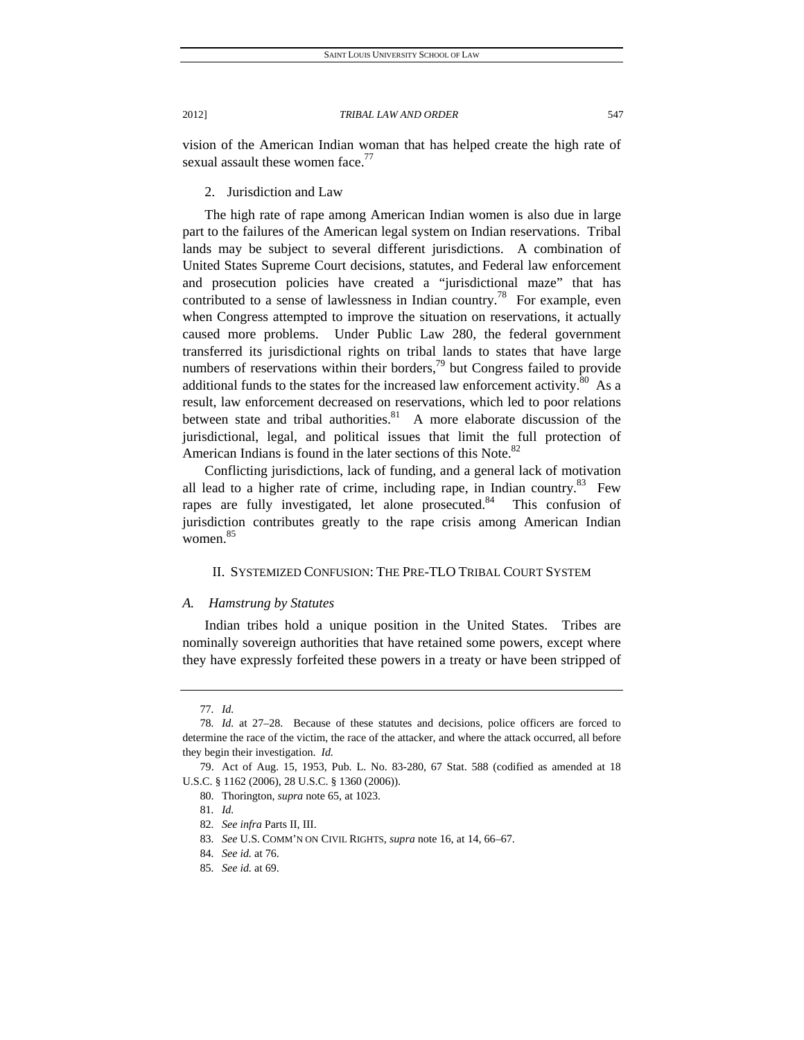vision of the American Indian woman that has helped create the high rate of sexual assault these women face.[77]

### 2. Jurisdiction and Law

The high rate of rape among American Indian women is also due in large part to the failures of the American legal system on Indian reservations. Tribal lands may be subject to several different jurisdictions. A combination of United States Supreme Court decisions, statutes, and Federal law enforcement and prosecution policies have created a "jurisdictional maze" that has contributed to a sense of lawlessness in Indian country.[78] For example, even when Congress attempted to improve the situation on reservations, it actually caused more problems. Under Public Law 280, the federal government transferred its jurisdictional rights on tribal lands to states that have large numbers of reservations within their borders,[79] but Congress failed to provide additional funds to the states for the increased law enforcement activity.[80] As a result, law enforcement decreased on reservations, which led to poor relations between state and tribal authorities.[81] A more elaborate discussion of the jurisdictional, legal, and political issues that limit the full protection of American Indians is found in the later sections of this Note.[82]

Conflicting jurisdictions, lack of funding, and a general lack of motivation all lead to a higher rate of crime, including rape, in Indian country.[83] Few rapes are fully investigated, let alone prosecuted.[84] This confusion of jurisdiction contributes greatly to the rape crisis among American Indian women.[85]

## II. SYSTEMIZED CONFUSION: THE PRE-TLO TRIBAL COURT SYSTEM

### *A. Hamstrung by Statutes*

Indian tribes hold a unique position in the United States. Tribes are nominally sovereign authorities that have retained some powers, except where they have expressly forfeited these powers in a treaty or have been stripped of

---

77. *Id.*

78. *Id.* at 27–28. Because of these statutes and decisions, police officers are forced to determine the race of the victim, the race of the attacker, and where the attack occurred, all before they begin their investigation. *Id.*

79. Act of Aug. 15, 1953, Pub. L. No. 83-280, 67 Stat. 588 (codified as amended at 18 U.S.C. § 1162 (2006), 28 U.S.C. § 1360 (2006)).

80. Thorington, *supra* note 65, at 1023.

81. *Id.*

82. *See infra* Parts II, III.

83. *See* U.S. COMM'N ON CIVIL RIGHTS, *supra* note 16, at 14, 66–67.

84. *See id.* at 76.

85. *See id.* at 69.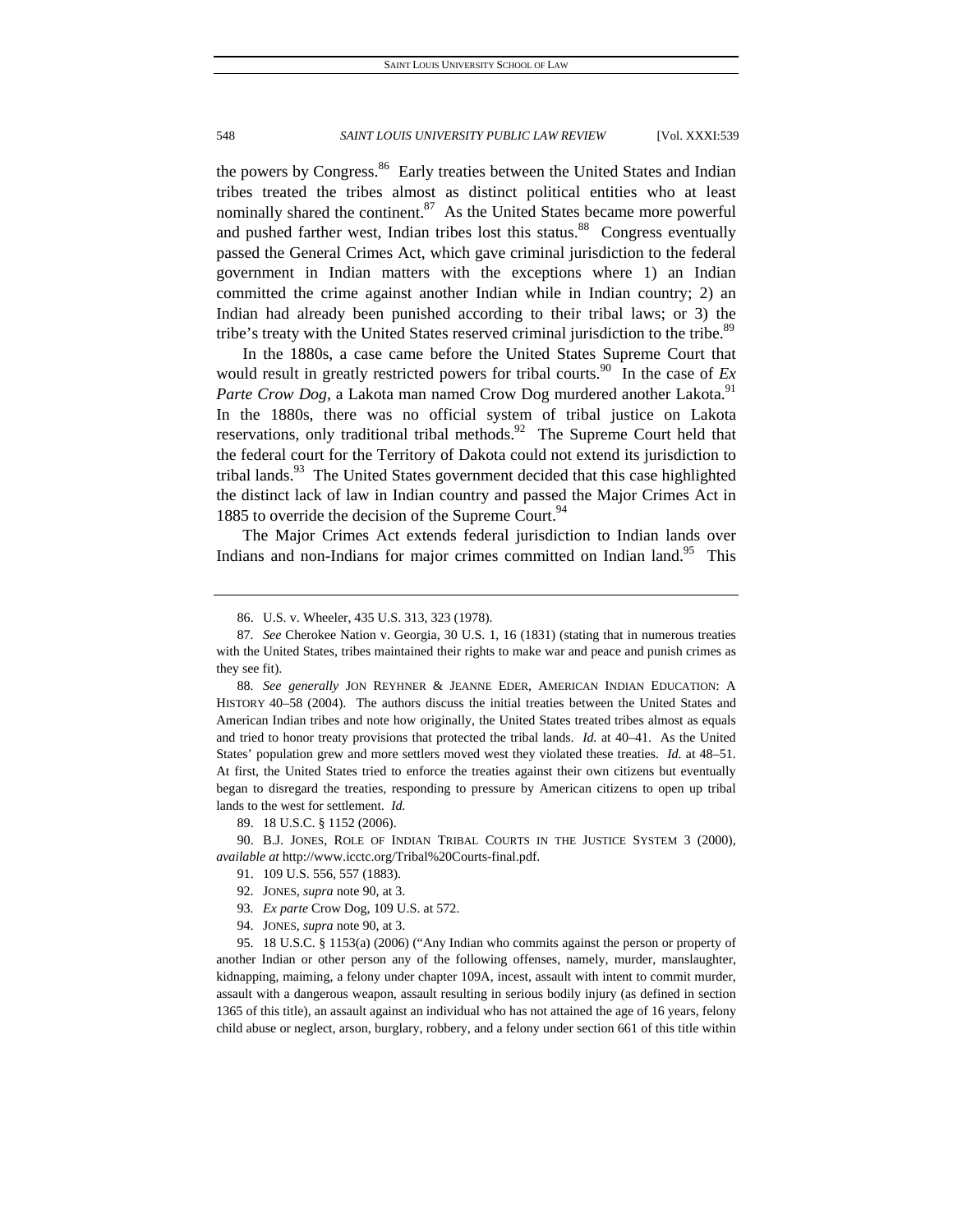the powers by Congress.[86] Early treaties between the United States and Indian tribes treated the tribes almost as distinct political entities who at least nominally shared the continent.[87] As the United States became more powerful and pushed farther west, Indian tribes lost this status.[88] Congress eventually passed the General Crimes Act, which gave criminal jurisdiction to the federal government in Indian matters with the exceptions where 1) an Indian committed the crime against another Indian while in Indian country; 2) an Indian had already been punished according to their tribal laws; or 3) the tribe's treaty with the United States reserved criminal jurisdiction to the tribe.[89]

In the 1880s, a case came before the United States Supreme Court that would result in greatly restricted powers for tribal courts.[90] In the case of *Ex Parte Crow Dog*, a Lakota man named Crow Dog murdered another Lakota.[91] In the 1880s, there was no official system of tribal justice on Lakota reservations, only traditional tribal methods.[92] The Supreme Court held that the federal court for the Territory of Dakota could not extend its jurisdiction to tribal lands.[93] The United States government decided that this case highlighted the distinct lack of law in Indian country and passed the Major Crimes Act in 1885 to override the decision of the Supreme Court.[94]

The Major Crimes Act extends federal jurisdiction to Indian lands over Indians and non-Indians for major crimes committed on Indian land.[95] This

---

86. U.S. v. Wheeler, 435 U.S. 313, 323 (1978).

87. *See* Cherokee Nation v. Georgia, 30 U.S. 1, 16 (1831) (stating that in numerous treaties with the United States, tribes maintained their rights to make war and peace and punish crimes as they see fit).

88. *See generally* JON REYHNER & JEANNE EDER, AMERICAN INDIAN EDUCATION: A HISTORY 40–58 (2004). The authors discuss the initial treaties between the United States and American Indian tribes and note how originally, the United States treated tribes almost as equals and tried to honor treaty provisions that protected the tribal lands. *Id.* at 40–41. As the United States' population grew and more settlers moved west they violated these treaties. *Id.* at 48–51. At first, the United States tried to enforce the treaties against their own citizens but eventually began to disregard the treaties, responding to pressure by American citizens to open up tribal lands to the west for settlement. *Id.*

89. 18 U.S.C. § 1152 (2006).

90. B.J. JONES, ROLE OF INDIAN TRIBAL COURTS IN THE JUSTICE SYSTEM 3 (2000), *available at* http://www.icctc.org/Tribal%20Courts-final.pdf.

91. 109 U.S. 556, 557 (1883).

92. JONES, *supra* note 90, at 3.

93. *Ex parte* Crow Dog, 109 U.S. at 572.

94. JONES, *supra* note 90, at 3.

95. 18 U.S.C. § 1153(a) (2006) ("Any Indian who commits against the person or property of another Indian or other person any of the following offenses, namely, murder, manslaughter, kidnapping, maiming, a felony under chapter 109A, incest, assault with intent to commit murder, assault with a dangerous weapon, assault resulting in serious bodily injury (as defined in section 1365 of this title), an assault against an individual who has not attained the age of 16 years, felony child abuse or neglect, arson, burglary, robbery, and a felony under section 661 of this title within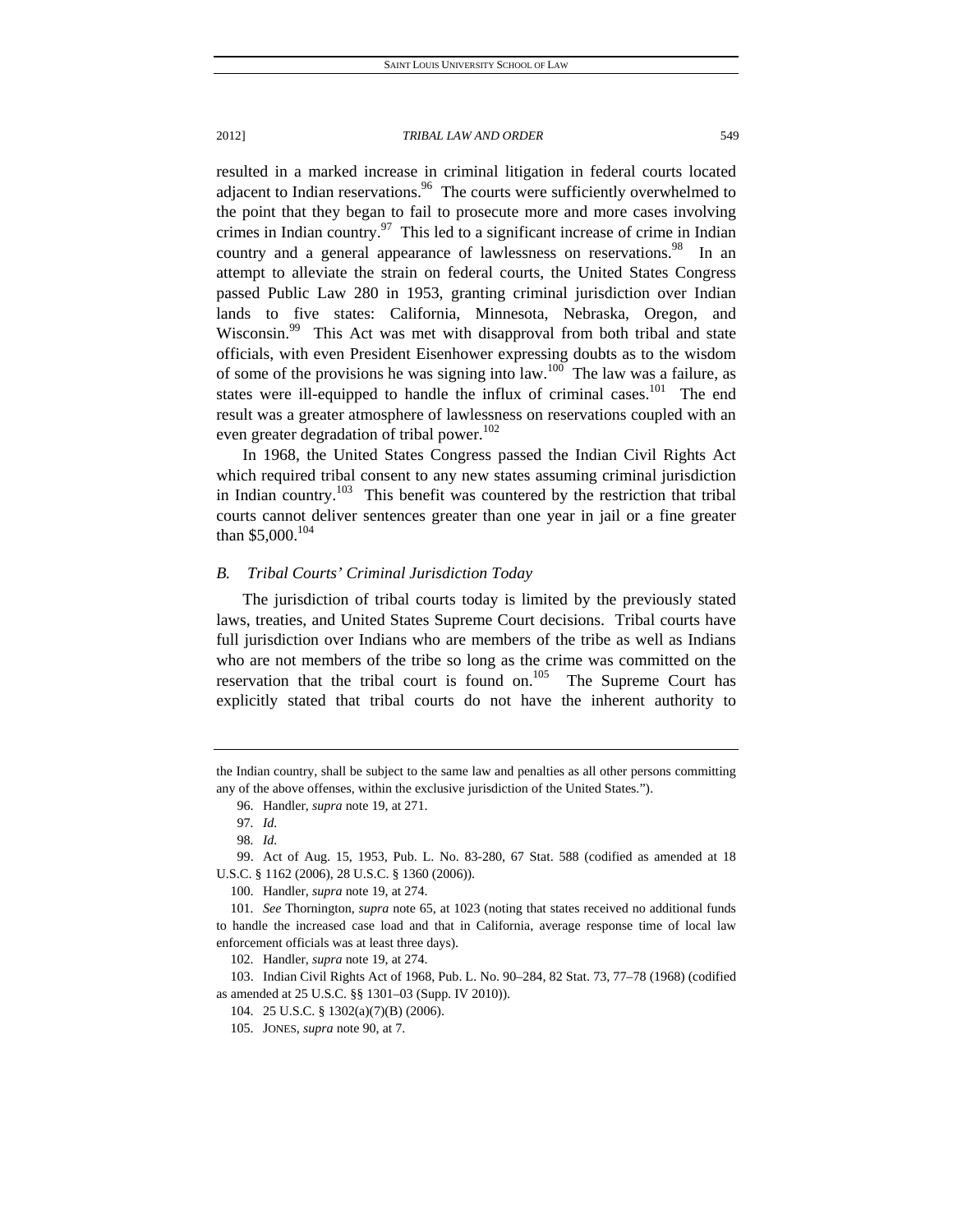resulted in a marked increase in criminal litigation in federal courts located adjacent to Indian reservations.[96] The courts were sufficiently overwhelmed to the point that they began to fail to prosecute more and more cases involving crimes in Indian country.[97] This led to a significant increase of crime in Indian country and a general appearance of lawlessness on reservations.[98] In an attempt to alleviate the strain on federal courts, the United States Congress passed Public Law 280 in 1953, granting criminal jurisdiction over Indian lands to five states: California, Minnesota, Nebraska, Oregon, and Wisconsin.[99] This Act was met with disapproval from both tribal and state officials, with even President Eisenhower expressing doubts as to the wisdom of some of the provisions he was signing into law.[100] The law was a failure, as states were ill-equipped to handle the influx of criminal cases.[101] The end result was a greater atmosphere of lawlessness on reservations coupled with an even greater degradation of tribal power.[102]

In 1968, the United States Congress passed the Indian Civil Rights Act which required tribal consent to any new states assuming criminal jurisdiction in Indian country.[103] This benefit was countered by the restriction that tribal courts cannot deliver sentences greater than one year in jail or a fine greater than $5,000.[104]

### *B. Tribal Courts' Criminal Jurisdiction Today*

The jurisdiction of tribal courts today is limited by the previously stated laws, treaties, and United States Supreme Court decisions. Tribal courts have full jurisdiction over Indians who are members of the tribe as well as Indians who are not members of the tribe so long as the crime was committed on the reservation that the tribal court is found on.[105] The Supreme Court has explicitly stated that tribal courts do not have the inherent authority to

---

the Indian country, shall be subject to the same law and penalties as all other persons committing any of the above offenses, within the exclusive jurisdiction of the United States.").

96. Handler, *supra* note 19, at 271.

97. *Id.*

98. *Id.*

99. Act of Aug. 15, 1953, Pub. L. No. 83-280, 67 Stat. 588 (codified as amended at 18 U.S.C. § 1162 (2006), 28 U.S.C. § 1360 (2006)).

100. Handler, *supra* note 19, at 274.

101. *See* Thornington, *supra* note 65, at 1023 (noting that states received no additional funds to handle the increased case load and that in California, average response time of local law enforcement officials was at least three days).

102. Handler, *supra* note 19, at 274.

103. Indian Civil Rights Act of 1968, Pub. L. No. 90–284, 82 Stat. 73, 77–78 (1968) (codified as amended at 25 U.S.C. §§ 1301–03 (Supp. IV 2010)).

104. 25 U.S.C. § 1302(a)(7)(B) (2006).

105. JONES, *supra* note 90, at 7.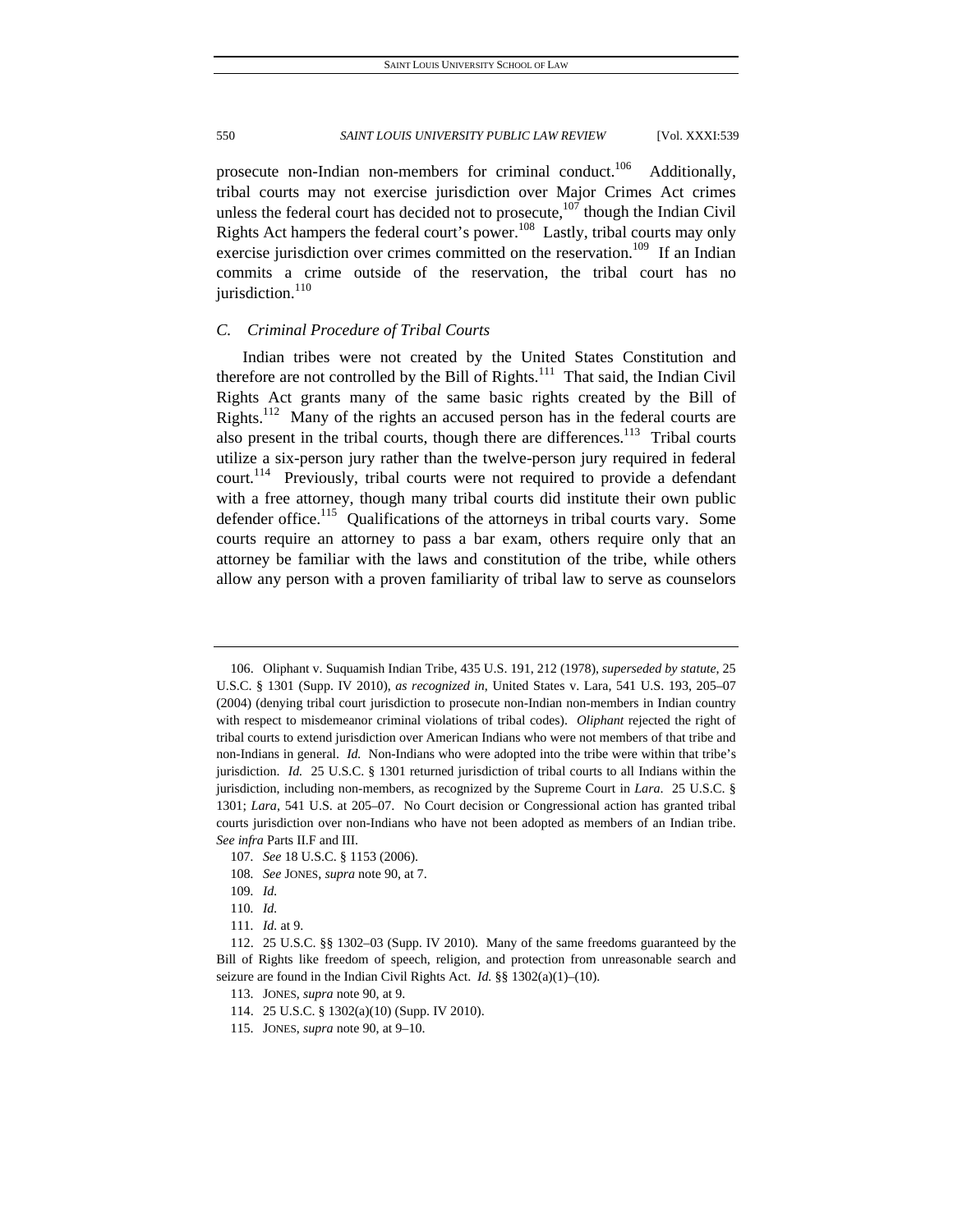prosecute non-Indian non-members for criminal conduct.[106] Additionally, tribal courts may not exercise jurisdiction over Major Crimes Act crimes unless the federal court has decided not to prosecute,[107] though the Indian Civil Rights Act hampers the federal court's power.[108] Lastly, tribal courts may only exercise jurisdiction over crimes committed on the reservation.[109] If an Indian commits a crime outside of the reservation, the tribal court has no jurisdiction.[110]

### *C. Criminal Procedure of Tribal Courts*

Indian tribes were not created by the United States Constitution and therefore are not controlled by the Bill of Rights.[111] That said, the Indian Civil Rights Act grants many of the same basic rights created by the Bill of Rights.[112] Many of the rights an accused person has in the federal courts are also present in the tribal courts, though there are differences.[113] Tribal courts utilize a six-person jury rather than the twelve-person jury required in federal court.[114] Previously, tribal courts were not required to provide a defendant with a free attorney, though many tribal courts did institute their own public defender office.[115] Qualifications of the attorneys in tribal courts vary. Some courts require an attorney to pass a bar exam, others require only that an attorney be familiar with the laws and constitution of the tribe, while others allow any person with a proven familiarity of tribal law to serve as counselors

---

106. Oliphant v. Suquamish Indian Tribe, 435 U.S. 191, 212 (1978), *superseded by statute*, 25 U.S.C. § 1301 (Supp. IV 2010), *as recognized in*, United States v. Lara, 541 U.S. 193, 205–07 (2004) (denying tribal court jurisdiction to prosecute non-Indian non-members in Indian country with respect to misdemeanor criminal violations of tribal codes). *Oliphant* rejected the right of tribal courts to extend jurisdiction over American Indians who were not members of that tribe and non-Indians in general. *Id.* Non-Indians who were adopted into the tribe were within that tribe's jurisdiction. *Id.* 25 U.S.C. § 1301 returned jurisdiction of tribal courts to all Indians within the jurisdiction, including non-members, as recognized by the Supreme Court in *Lara*. 25 U.S.C. § 1301; *Lara*, 541 U.S. at 205–07. No Court decision or Congressional action has granted tribal courts jurisdiction over non-Indians who have not been adopted as members of an Indian tribe. *See infra* Parts II.F and III.

107. *See* 18 U.S.C. § 1153 (2006).

108. *See* JONES, *supra* note 90, at 7.

109. *Id.*

110. *Id.*

111. *Id.* at 9.

112. 25 U.S.C. §§ 1302–03 (Supp. IV 2010). Many of the same freedoms guaranteed by the Bill of Rights like freedom of speech, religion, and protection from unreasonable search and seizure are found in the Indian Civil Rights Act. *Id.* §§ 1302(a)(1)–(10).

113. JONES, *supra* note 90, at 9.

114. 25 U.S.C. § 1302(a)(10) (Supp. IV 2010).

115. JONES, *supra* note 90, at 9–10.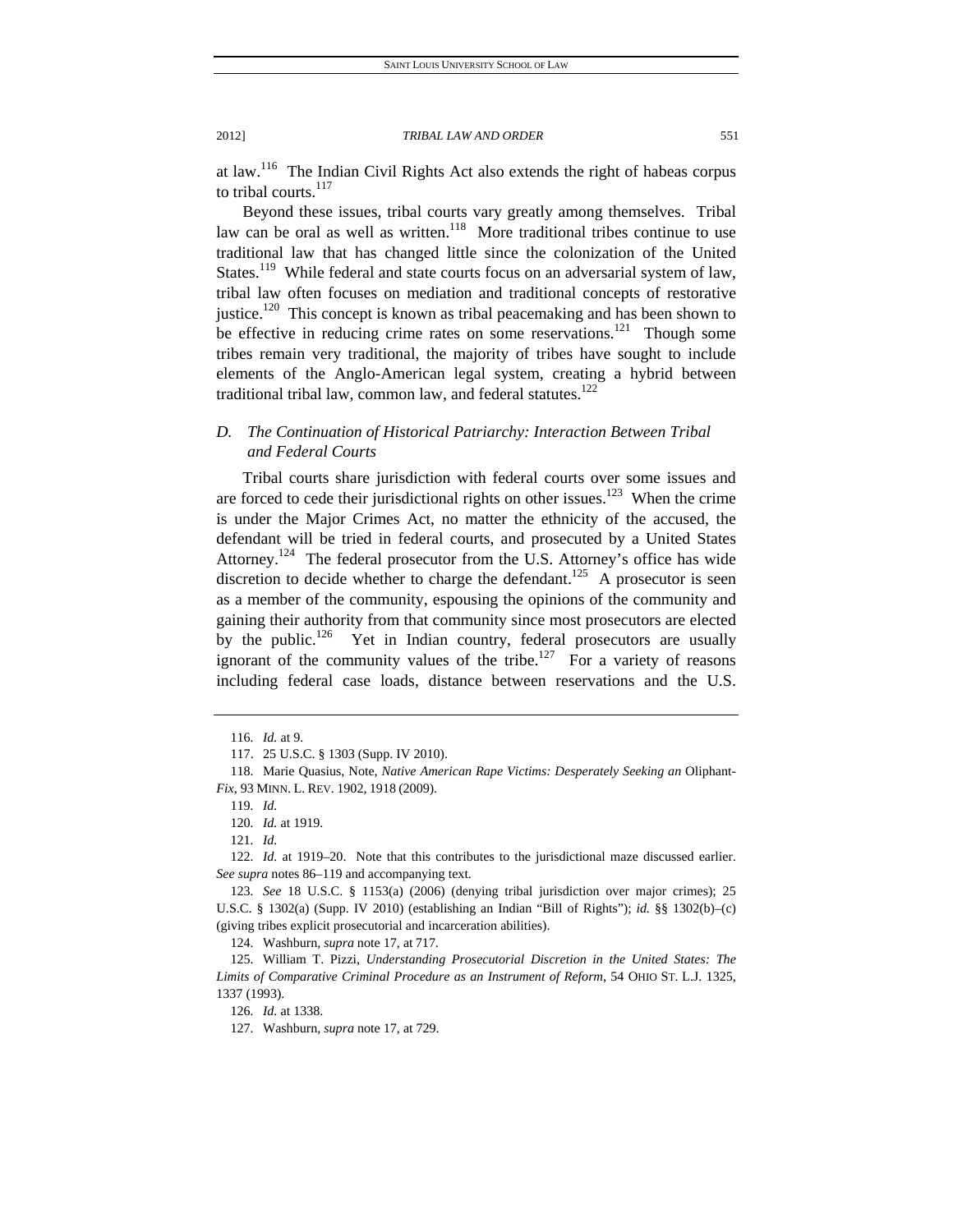at law.[116] The Indian Civil Rights Act also extends the right of habeas corpus to tribal courts.[117]

Beyond these issues, tribal courts vary greatly among themselves. Tribal law can be oral as well as written.[118] More traditional tribes continue to use traditional law that has changed little since the colonization of the United States.[119] While federal and state courts focus on an adversarial system of law, tribal law often focuses on mediation and traditional concepts of restorative justice.[120] This concept is known as tribal peacemaking and has been shown to be effective in reducing crime rates on some reservations.[121] Though some tribes remain very traditional, the majority of tribes have sought to include elements of the Anglo-American legal system, creating a hybrid between traditional tribal law, common law, and federal statutes.[122]

### *D. The Continuation of Historical Patriarchy: Interaction Between Tribal and Federal Courts*

Tribal courts share jurisdiction with federal courts over some issues and are forced to cede their jurisdictional rights on other issues.[123] When the crime is under the Major Crimes Act, no matter the ethnicity of the accused, the defendant will be tried in federal courts, and prosecuted by a United States Attorney.[124] The federal prosecutor from the U.S. Attorney's office has wide discretion to decide whether to charge the defendant.[125] A prosecutor is seen as a member of the community, espousing the opinions of the community and gaining their authority from that community since most prosecutors are elected by the public.[126] Yet in Indian country, federal prosecutors are usually ignorant of the community values of the tribe.[127] For a variety of reasons including federal case loads, distance between reservations and the U.S.

---

116. *Id.* at 9.

117. 25 U.S.C. § 1303 (Supp. IV 2010).

118. Marie Quasius, Note, *Native American Rape Victims: Desperately Seeking an* Oliphant-*Fix*, 93 MINN. L. REV. 1902, 1918 (2009).

119. *Id.*

120. *Id.* at 1919.

121. *Id.*

122. *Id.* at 1919–20. Note that this contributes to the jurisdictional maze discussed earlier. *See supra* notes 86–119 and accompanying text.

123. *See* 18 U.S.C. § 1153(a) (2006) (denying tribal jurisdiction over major crimes); 25 U.S.C. § 1302(a) (Supp. IV 2010) (establishing an Indian "Bill of Rights"); *id.* §§ 1302(b)–(c) (giving tribes explicit prosecutorial and incarceration abilities).

124. Washburn, *supra* note 17, at 717.

125. William T. Pizzi, *Understanding Prosecutorial Discretion in the United States: The Limits of Comparative Criminal Procedure as an Instrument of Reform*, 54 OHIO ST. L.J. 1325, 1337 (1993).

126. *Id.* at 1338.

127. Washburn, *supra* note 17, at 729.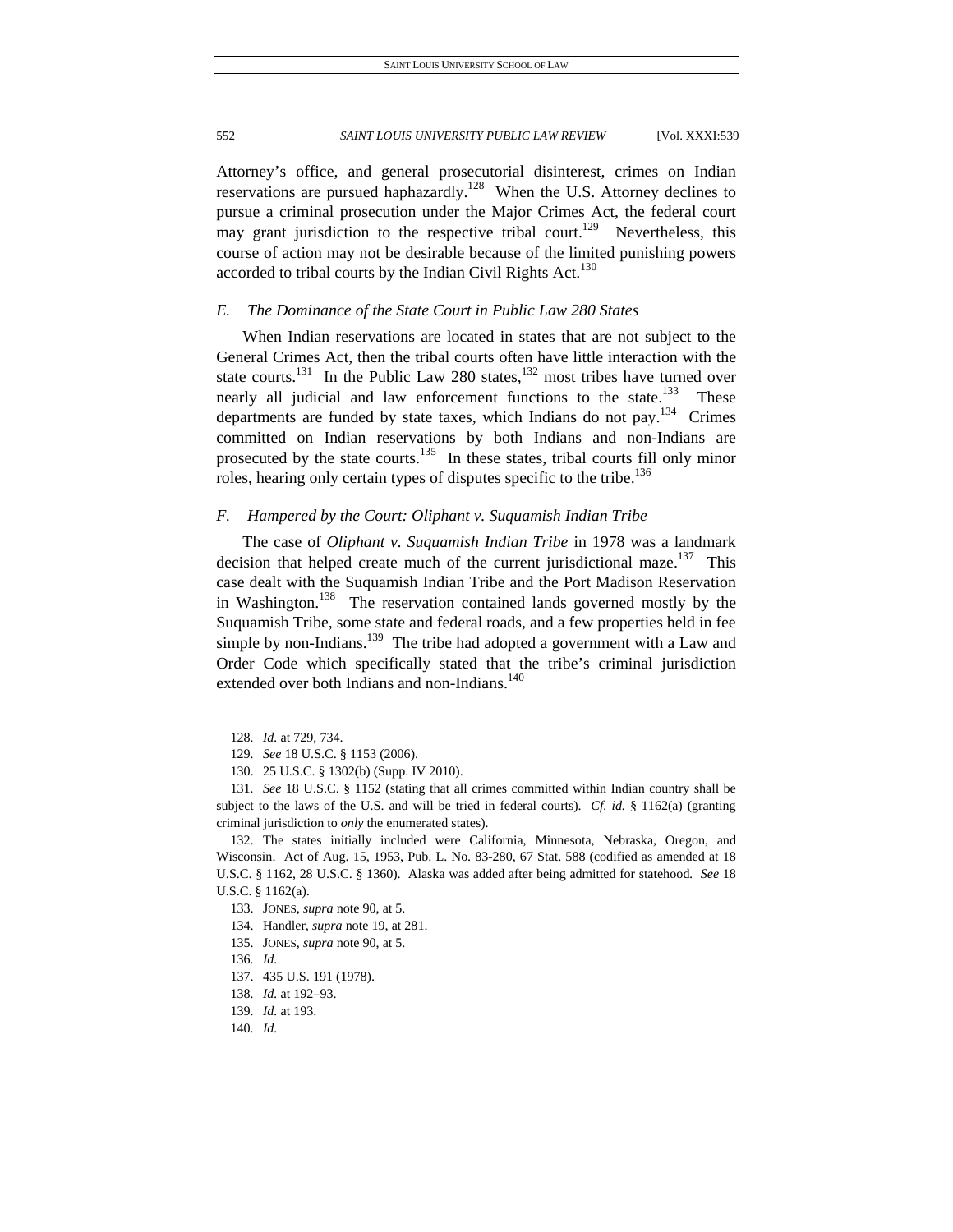Attorney's office, and general prosecutorial disinterest, crimes on Indian reservations are pursued haphazardly.[128] When the U.S. Attorney declines to pursue a criminal prosecution under the Major Crimes Act, the federal court may grant jurisdiction to the respective tribal court.[129] Nevertheless, this course of action may not be desirable because of the limited punishing powers accorded to tribal courts by the Indian Civil Rights Act.[130]

### *E. The Dominance of the State Court in Public Law 280 States*

When Indian reservations are located in states that are not subject to the General Crimes Act, then the tribal courts often have little interaction with the state courts.[131] In the Public Law 280 states,[132] most tribes have turned over nearly all judicial and law enforcement functions to the state.[133] These departments are funded by state taxes, which Indians do not pay.[134] Crimes committed on Indian reservations by both Indians and non-Indians are prosecuted by the state courts.[135] In these states, tribal courts fill only minor roles, hearing only certain types of disputes specific to the tribe.[136]

### *F. Hampered by the Court: Oliphant v. Suquamish Indian Tribe*

The case of *Oliphant v. Suquamish Indian Tribe* in 1978 was a landmark decision that helped create much of the current jurisdictional maze.[137] This case dealt with the Suquamish Indian Tribe and the Port Madison Reservation in Washington.[138] The reservation contained lands governed mostly by the Suquamish Tribe, some state and federal roads, and a few properties held in fee simple by non-Indians.[139] The tribe had adopted a government with a Law and Order Code which specifically stated that the tribe's criminal jurisdiction extended over both Indians and non-Indians.[140]

---

128. *Id.* at 729, 734.

129. *See* 18 U.S.C. § 1153 (2006).

130. 25 U.S.C. § 1302(b) (Supp. IV 2010).

131. *See* 18 U.S.C. § 1152 (stating that all crimes committed within Indian country shall be subject to the laws of the U.S. and will be tried in federal courts). *Cf. id.* § 1162(a) (granting criminal jurisdiction to *only* the enumerated states).

132. The states initially included were California, Minnesota, Nebraska, Oregon, and Wisconsin. Act of Aug. 15, 1953, Pub. L. No. 83-280, 67 Stat. 588 (codified as amended at 18 U.S.C. § 1162, 28 U.S.C. § 1360). Alaska was added after being admitted for statehood. *See* 18 U.S.C. § 1162(a).

133. JONES, *supra* note 90, at 5.

134. Handler, *supra* note 19, at 281.

135. JONES, *supra* note 90, at 5.

136. *Id.*

137. 435 U.S. 191 (1978).

138. *Id.* at 192–93.

139. *Id.* at 193.

140. *Id.*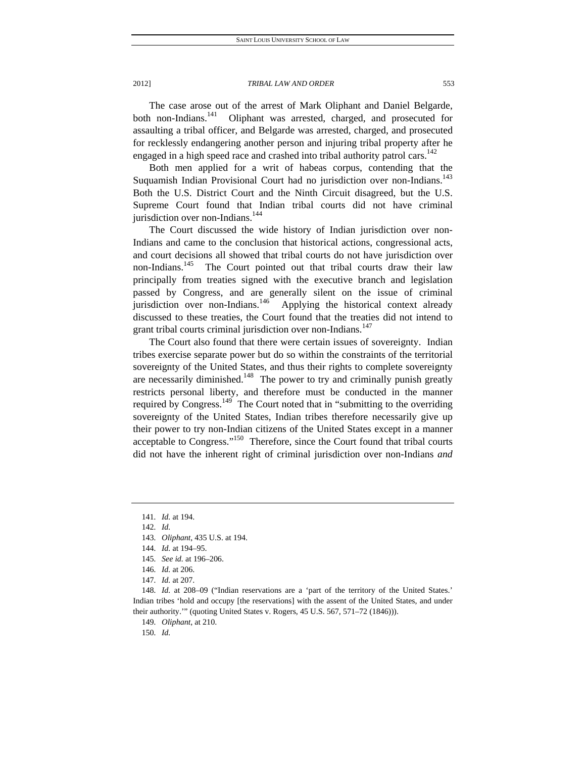The case arose out of the arrest of Mark Oliphant and Daniel Belgarde, both non-Indians.[141] Oliphant was arrested, charged, and prosecuted for assaulting a tribal officer, and Belgarde was arrested, charged, and prosecuted for recklessly endangering another person and injuring tribal property after he engaged in a high speed race and crashed into tribal authority patrol cars.[142]

Both men applied for a writ of habeas corpus, contending that the Suquamish Indian Provisional Court had no jurisdiction over non-Indians.[143] Both the U.S. District Court and the Ninth Circuit disagreed, but the U.S. Supreme Court found that Indian tribal courts did not have criminal jurisdiction over non-Indians.[144]

The Court discussed the wide history of Indian jurisdiction over non-Indians and came to the conclusion that historical actions, congressional acts, and court decisions all showed that tribal courts do not have jurisdiction over non-Indians.[145] The Court pointed out that tribal courts draw their law principally from treaties signed with the executive branch and legislation passed by Congress, and are generally silent on the issue of criminal jurisdiction over non-Indians.[146] Applying the historical context already discussed to these treaties, the Court found that the treaties did not intend to grant tribal courts criminal jurisdiction over non-Indians.[147]

The Court also found that there were certain issues of sovereignty. Indian tribes exercise separate power but do so within the constraints of the territorial sovereignty of the United States, and thus their rights to complete sovereignty are necessarily diminished.[148] The power to try and criminally punish greatly restricts personal liberty, and therefore must be conducted in the manner required by Congress.[149] The Court noted that in "submitting to the overriding sovereignty of the United States, Indian tribes therefore necessarily give up their power to try non-Indian citizens of the United States except in a manner acceptable to Congress."[150] Therefore, since the Court found that tribal courts did not have the inherent right of criminal jurisdiction over non-Indians *and*

---

141. *Id.* at 194.

142. *Id.*

143. *Oliphant*, 435 U.S. at 194.

144. *Id.* at 194–95.

145. *See id.* at 196–206.

146. *Id.* at 206.

147. *Id.* at 207.

148. *Id.* at 208–09 ("Indian reservations are a 'part of the territory of the United States.' Indian tribes 'hold and occupy [the reservations] with the assent of the United States, and under their authority.'" (quoting United States v. Rogers, 45 U.S. 567, 571–72 (1846))).

149. *Oliphant*, at 210.

150. *Id.*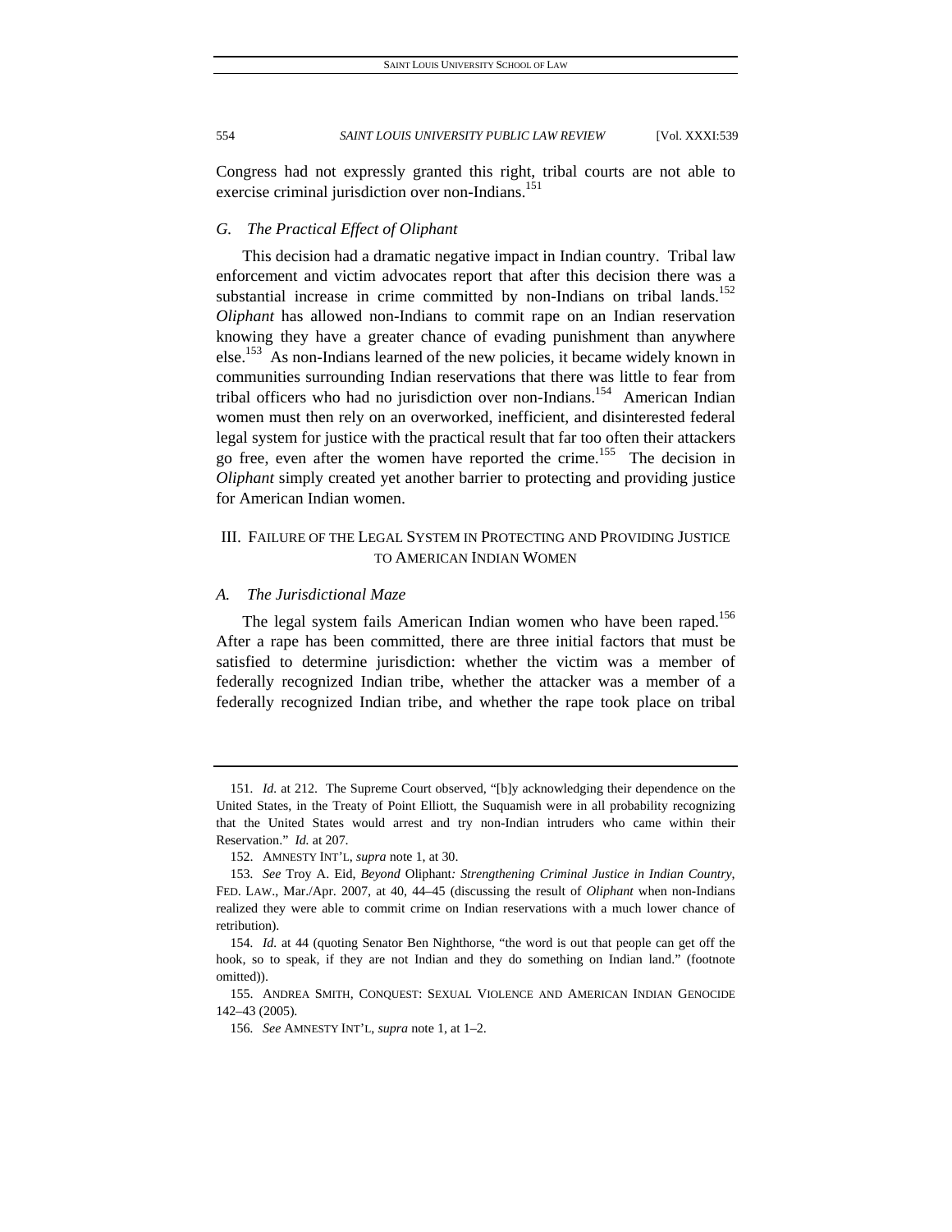Congress had not expressly granted this right, tribal courts are not able to exercise criminal jurisdiction over non-Indians.[151]

### *G. The Practical Effect of Oliphant*

This decision had a dramatic negative impact in Indian country. Tribal law enforcement and victim advocates report that after this decision there was a substantial increase in crime committed by non-Indians on tribal lands.[152] *Oliphant* has allowed non-Indians to commit rape on an Indian reservation knowing they have a greater chance of evading punishment than anywhere else.[153] As non-Indians learned of the new policies, it became widely known in communities surrounding Indian reservations that there was little to fear from tribal officers who had no jurisdiction over non-Indians.[154] American Indian women must then rely on an overworked, inefficient, and disinterested federal legal system for justice with the practical result that far too often their attackers go free, even after the women have reported the crime.[155] The decision in *Oliphant* simply created yet another barrier to protecting and providing justice for American Indian women.

## III. Failure of the Legal System in Protecting and Providing Justice to American Indian Women

### *A. The Jurisdictional Maze*

The legal system fails American Indian women who have been raped.[156] After a rape has been committed, there are three initial factors that must be satisfied to determine jurisdiction: whether the victim was a member of federally recognized Indian tribe, whether the attacker was a member of a federally recognized Indian tribe, and whether the rape took place on tribal

---

151. *Id.* at 212. The Supreme Court observed, "[b]y acknowledging their dependence on the United States, in the Treaty of Point Elliott, the Suquamish were in all probability recognizing that the United States would arrest and try non-Indian intruders who came within their Reservation." *Id.* at 207.

152. AMNESTY INT'L, *supra* note 1, at 30.

153. *See* Troy A. Eid, *Beyond* Oliphant*: Strengthening Criminal Justice in Indian Country*, FED. LAW., Mar./Apr. 2007, at 40, 44–45 (discussing the result of *Oliphant* when non-Indians realized they were able to commit crime on Indian reservations with a much lower chance of retribution).

154. *Id.* at 44 (quoting Senator Ben Nighthorse, "the word is out that people can get off the hook, so to speak, if they are not Indian and they do something on Indian land." (footnote omitted)).

155. ANDREA SMITH, CONQUEST: SEXUAL VIOLENCE AND AMERICAN INDIAN GENOCIDE 142–43 (2005).

156. *See* AMNESTY INT'L, *supra* note 1, at 1–2.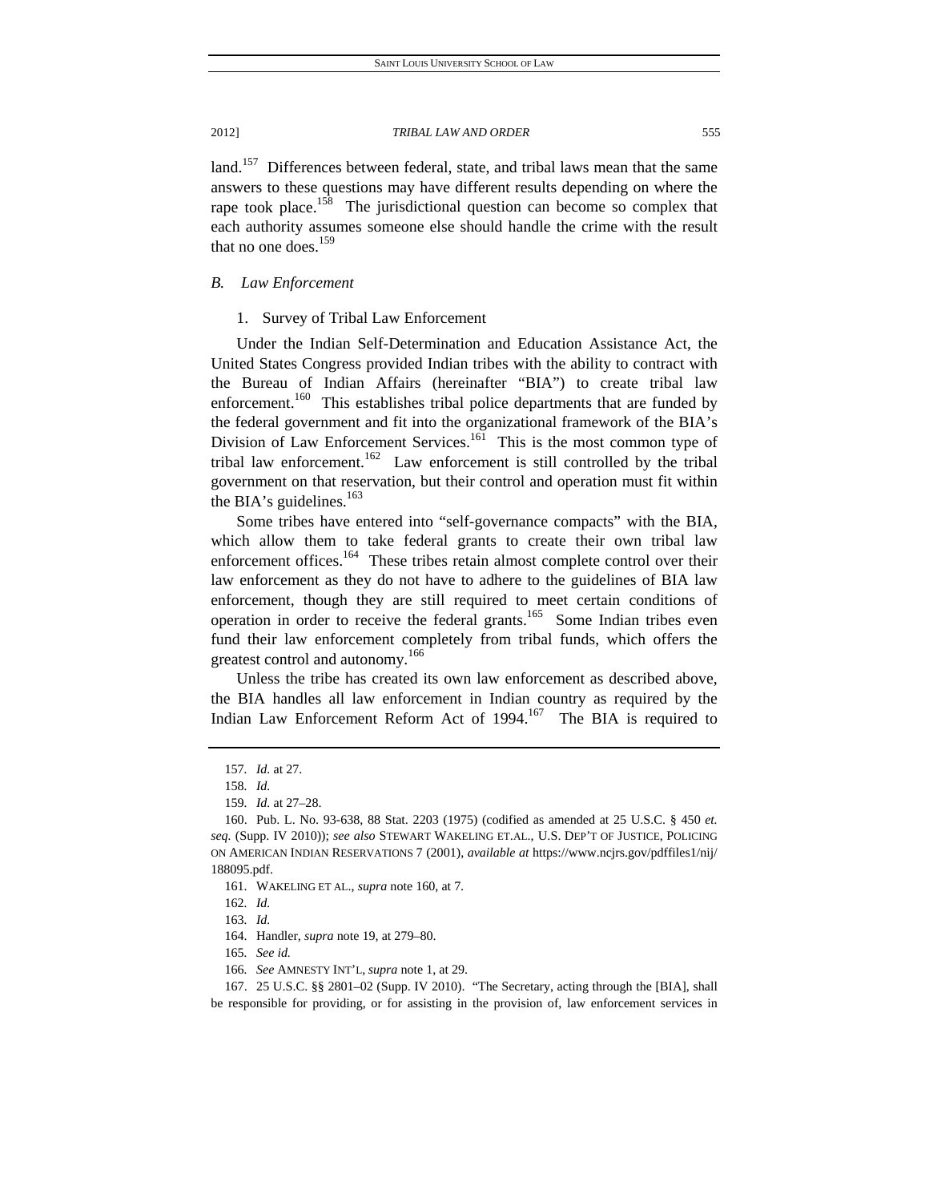land.[157] Differences between federal, state, and tribal laws mean that the same answers to these questions may have different results depending on where the rape took place.[158] The jurisdictional question can become so complex that each authority assumes someone else should handle the crime with the result that no one does.[159]

### *B. Law Enforcement*

#### 1. Survey of Tribal Law Enforcement

Under the Indian Self-Determination and Education Assistance Act, the United States Congress provided Indian tribes with the ability to contract with the Bureau of Indian Affairs (hereinafter "BIA") to create tribal law enforcement.[160] This establishes tribal police departments that are funded by the federal government and fit into the organizational framework of the BIA's Division of Law Enforcement Services.[161] This is the most common type of tribal law enforcement.[162] Law enforcement is still controlled by the tribal government on that reservation, but their control and operation must fit within the BIA's guidelines.[163]

Some tribes have entered into "self-governance compacts" with the BIA, which allow them to take federal grants to create their own tribal law enforcement offices.[164] These tribes retain almost complete control over their law enforcement as they do not have to adhere to the guidelines of BIA law enforcement, though they are still required to meet certain conditions of operation in order to receive the federal grants.[165] Some Indian tribes even fund their law enforcement completely from tribal funds, which offers the greatest control and autonomy.[166]

Unless the tribe has created its own law enforcement as described above, the BIA handles all law enforcement in Indian country as required by the Indian Law Enforcement Reform Act of 1994.[167] The BIA is required to

---

157. *Id.* at 27.

158. *Id.*

159. *Id.* at 27–28.

160. Pub. L. No. 93-638, 88 Stat. 2203 (1975) (codified as amended at 25 U.S.C. § 450 *et. seq.* (Supp. IV 2010)); *see also* STEWART WAKELING ET.AL., U.S. DEP'T OF JUSTICE, POLICING ON AMERICAN INDIAN RESERVATIONS 7 (2001), *available at* https://www.ncjrs.gov/pdffiles1/nij/188095.pdf.

161. WAKELING ET AL., *supra* note 160, at 7.

162. *Id.*

163. *Id.*

164. Handler, *supra* note 19, at 279–80.

165. *See id.*

166. *See* AMNESTY INT'L, *supra* note 1, at 29.

167. 25 U.S.C. §§ 2801–02 (Supp. IV 2010). "The Secretary, acting through the [BIA], shall be responsible for providing, or for assisting in the provision of, law enforcement services in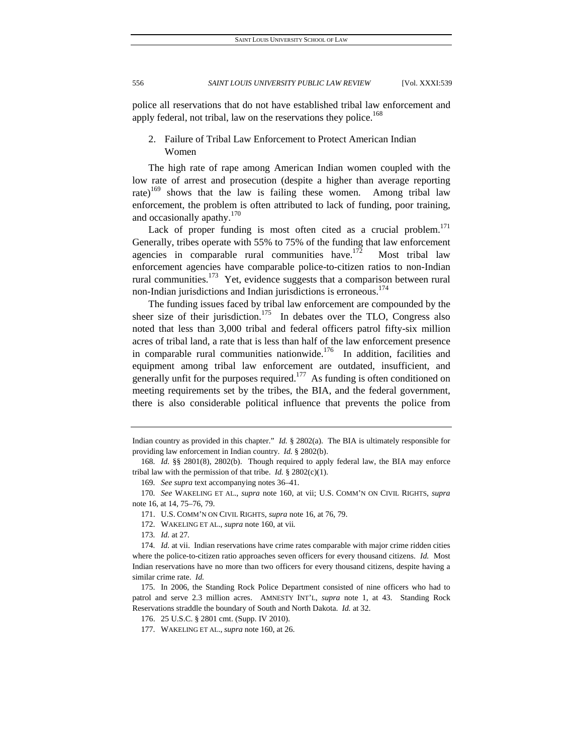police all reservations that do not have established tribal law enforcement and apply federal, not tribal, law on the reservations they police.[168]

### 2. Failure of Tribal Law Enforcement to Protect American Indian Women

The high rate of rape among American Indian women coupled with the low rate of arrest and prosecution (despite a higher than average reporting rate)[169] shows that the law is failing these women. Among tribal law enforcement, the problem is often attributed to lack of funding, poor training, and occasionally apathy.[170]

Lack of proper funding is most often cited as a crucial problem.[171] Generally, tribes operate with 55% to 75% of the funding that law enforcement agencies in comparable rural communities have.[172] Most tribal law enforcement agencies have comparable police-to-citizen ratios to non-Indian rural communities.[173] Yet, evidence suggests that a comparison between rural non-Indian jurisdictions and Indian jurisdictions is erroneous.[174]

The funding issues faced by tribal law enforcement are compounded by the sheer size of their jurisdiction.[175] In debates over the TLO, Congress also noted that less than 3,000 tribal and federal officers patrol fifty-six million acres of tribal land, a rate that is less than half of the law enforcement presence in comparable rural communities nationwide.[176] In addition, facilities and equipment among tribal law enforcement are outdated, insufficient, and generally unfit for the purposes required.[177] As funding is often conditioned on meeting requirements set by the tribes, the BIA, and the federal government, there is also considerable political influence that prevents the police from

---

Indian country as provided in this chapter." *Id.* § 2802(a). The BIA is ultimately responsible for providing law enforcement in Indian country. *Id.* § 2802(b).

168. *Id.* §§ 2801(8), 2802(b). Though required to apply federal law, the BIA may enforce tribal law with the permission of that tribe. *Id.* § 2802(c)(1).

169. *See supra* text accompanying notes 36–41.

170. *See* WAKELING ET AL., *supra* note 160, at vii; U.S. COMM'N ON CIVIL RIGHTS, *supra* note 16, at 14, 75–76, 79.

171. U.S. COMM'N ON CIVIL RIGHTS, *supra* note 16, at 76, 79.

172. WAKELING ET AL., *supra* note 160, at vii*.*

173. *Id.* at 27.

174. *Id.* at vii. Indian reservations have crime rates comparable with major crime ridden cities where the police-to-citizen ratio approaches seven officers for every thousand citizens. *Id.* Most Indian reservations have no more than two officers for every thousand citizens, despite having a similar crime rate. *Id.*

175. In 2006, the Standing Rock Police Department consisted of nine officers who had to patrol and serve 2.3 million acres. AMNESTY INT'L, *supra* note 1, at 43. Standing Rock Reservations straddle the boundary of South and North Dakota. *Id.* at 32.

176. 25 U.S.C. § 2801 cmt. (Supp. IV 2010).

177. WAKELING ET AL., *supra* note 160, at 26.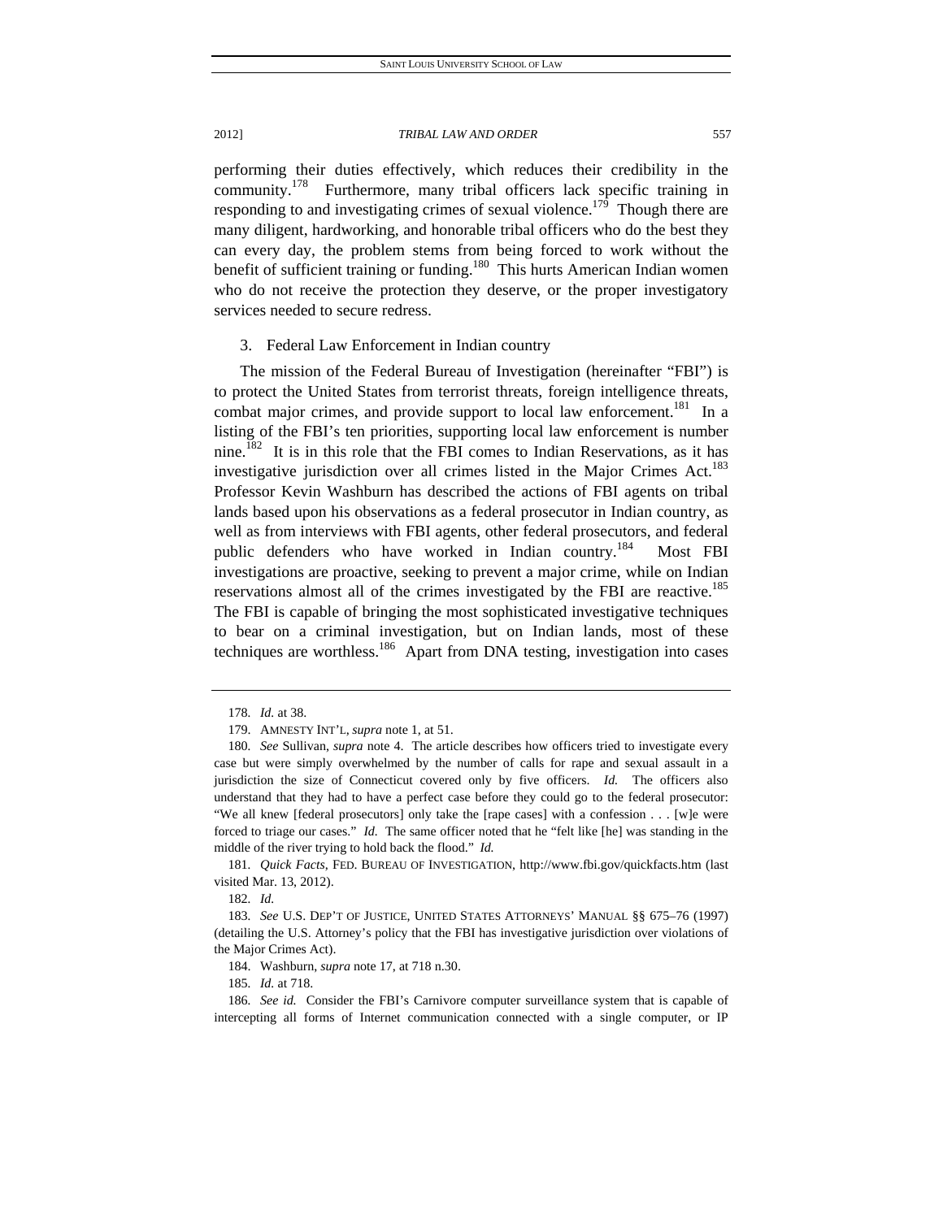performing their duties effectively, which reduces their credibility in the community.[178] Furthermore, many tribal officers lack specific training in responding to and investigating crimes of sexual violence.[179] Though there are many diligent, hardworking, and honorable tribal officers who do the best they can every day, the problem stems from being forced to work without the benefit of sufficient training or funding.[180] This hurts American Indian women who do not receive the protection they deserve, or the proper investigatory services needed to secure redress.

3. Federal Law Enforcement in Indian country

The mission of the Federal Bureau of Investigation (hereinafter "FBI") is to protect the United States from terrorist threats, foreign intelligence threats, combat major crimes, and provide support to local law enforcement.[181] In a listing of the FBI's ten priorities, supporting local law enforcement is number nine.[182] It is in this role that the FBI comes to Indian Reservations, as it has investigative jurisdiction over all crimes listed in the Major Crimes Act.[183] Professor Kevin Washburn has described the actions of FBI agents on tribal lands based upon his observations as a federal prosecutor in Indian country, as well as from interviews with FBI agents, other federal prosecutors, and federal public defenders who have worked in Indian country.[184] Most FBI investigations are proactive, seeking to prevent a major crime, while on Indian reservations almost all of the crimes investigated by the FBI are reactive.[185] The FBI is capable of bringing the most sophisticated investigative techniques to bear on a criminal investigation, but on Indian lands, most of these techniques are worthless.[186] Apart from DNA testing, investigation into cases

---

178. *Id.* at 38.

179. AMNESTY INT'L, *supra* note 1, at 51.

180. *See* Sullivan, *supra* note 4. The article describes how officers tried to investigate every case but were simply overwhelmed by the number of calls for rape and sexual assault in a jurisdiction the size of Connecticut covered only by five officers. *Id.* The officers also understand that they had to have a perfect case before they could go to the federal prosecutor: "We all knew [federal prosecutors] only take the [rape cases] with a confession . . . [w]e were forced to triage our cases." *Id.* The same officer noted that he "felt like [he] was standing in the middle of the river trying to hold back the flood." *Id.*

181. *Quick Facts*, FED. BUREAU OF INVESTIGATION, http://www.fbi.gov/quickfacts.htm (last visited Mar. 13, 2012).

182. *Id.*

183. *See* U.S. DEP'T OF JUSTICE, UNITED STATES ATTORNEYS' MANUAL §§ 675–76 (1997) (detailing the U.S. Attorney's policy that the FBI has investigative jurisdiction over violations of the Major Crimes Act).

184. Washburn, *supra* note 17, at 718 n.30.

185. *Id.* at 718.

186. *See id.* Consider the FBI's Carnivore computer surveillance system that is capable of intercepting all forms of Internet communication connected with a single computer, or IP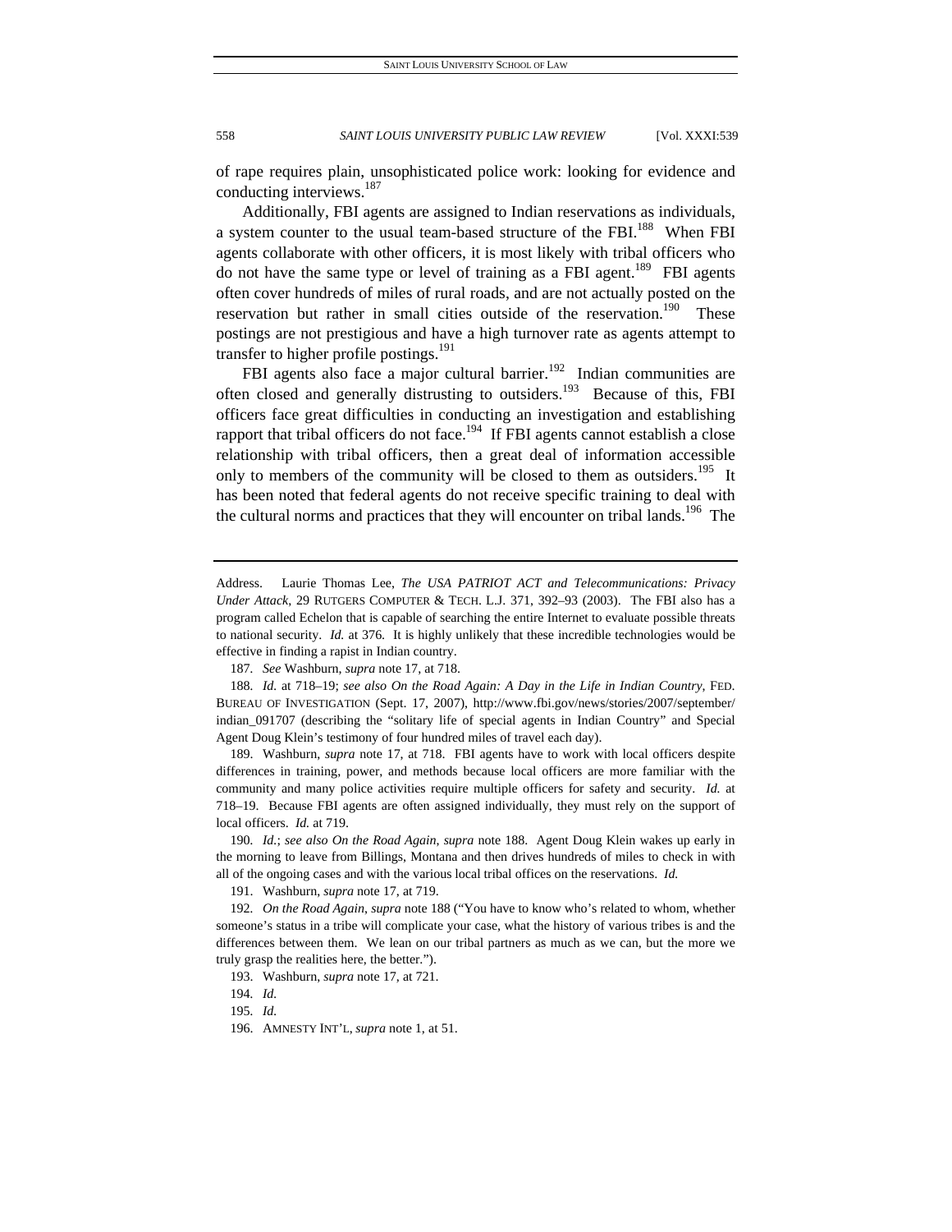of rape requires plain, unsophisticated police work: looking for evidence and conducting interviews.[187]

Additionally, FBI agents are assigned to Indian reservations as individuals, a system counter to the usual team-based structure of the FBI.[188] When FBI agents collaborate with other officers, it is most likely with tribal officers who do not have the same type or level of training as a FBI agent.[189] FBI agents often cover hundreds of miles of rural roads, and are not actually posted on the reservation but rather in small cities outside of the reservation.[190] These postings are not prestigious and have a high turnover rate as agents attempt to transfer to higher profile postings.[191]

FBI agents also face a major cultural barrier.[192] Indian communities are often closed and generally distrusting to outsiders.[193] Because of this, FBI officers face great difficulties in conducting an investigation and establishing rapport that tribal officers do not face.[194] If FBI agents cannot establish a close relationship with tribal officers, then a great deal of information accessible only to members of the community will be closed to them as outsiders.[195] It has been noted that federal agents do not receive specific training to deal with the cultural norms and practices that they will encounter on tribal lands.[196] The

---

Address. Laurie Thomas Lee, *The USA PATRIOT ACT and Telecommunications: Privacy Under Attack*, 29 RUTGERS COMPUTER & TECH. L.J. 371, 392–93 (2003). The FBI also has a program called Echelon that is capable of searching the entire Internet to evaluate possible threats to national security. *Id.* at 376. It is highly unlikely that these incredible technologies would be effective in finding a rapist in Indian country.

187. *See* Washburn, *supra* note 17, at 718.

188. *Id.* at 718–19; *see also On the Road Again: A Day in the Life in Indian Country*, FED. BUREAU OF INVESTIGATION (Sept. 17, 2007), http://www.fbi.gov/news/stories/2007/september/indian_091707 (describing the "solitary life of special agents in Indian Country" and Special Agent Doug Klein's testimony of four hundred miles of travel each day).

189. Washburn, *supra* note 17, at 718. FBI agents have to work with local officers despite differences in training, power, and methods because local officers are more familiar with the community and many police activities require multiple officers for safety and security. *Id.* at 718–19. Because FBI agents are often assigned individually, they must rely on the support of local officers. *Id.* at 719.

190. *Id.*; *see also On the Road Again*, *supra* note 188. Agent Doug Klein wakes up early in the morning to leave from Billings, Montana and then drives hundreds of miles to check in with all of the ongoing cases and with the various local tribal offices on the reservations. *Id.*

191. Washburn, *supra* note 17, at 719.

192. *On the Road Again*, *supra* note 188 ("You have to know who's related to whom, whether someone's status in a tribe will complicate your case, what the history of various tribes is and the differences between them. We lean on our tribal partners as much as we can, but the more we truly grasp the realities here, the better.").

193. Washburn, *supra* note 17, at 721.

194. *Id.*

195. *Id.*

196. AMNESTY INT'L, *supra* note 1, at 51.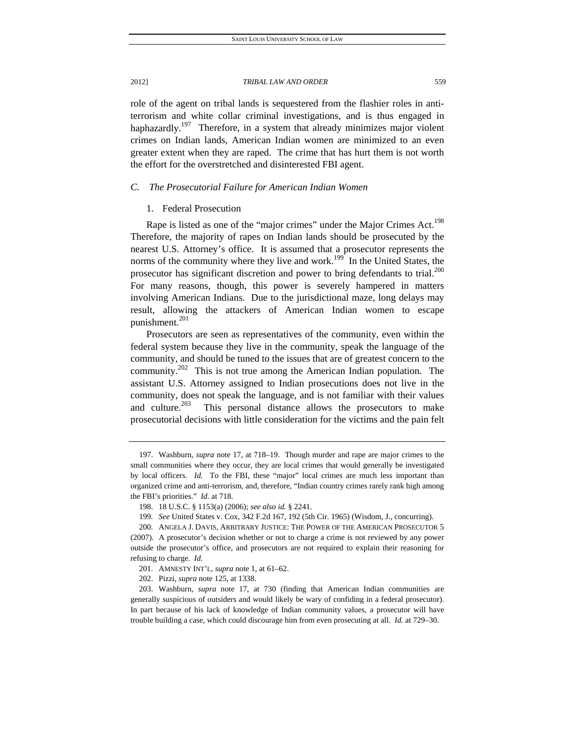role of the agent on tribal lands is sequestered from the flashier roles in anti-terrorism and white collar criminal investigations, and is thus engaged in haphazardly.[197] Therefore, in a system that already minimizes major violent crimes on Indian lands, American Indian women are minimized to an even greater extent when they are raped. The crime that has hurt them is not worth the effort for the overstretched and disinterested FBI agent.

### *C. The Prosecutorial Failure for American Indian Women*

#### 1. Federal Prosecution

Rape is listed as one of the "major crimes" under the Major Crimes Act.[198] Therefore, the majority of rapes on Indian lands should be prosecuted by the nearest U.S. Attorney's office. It is assumed that a prosecutor represents the norms of the community where they live and work.[199] In the United States, the prosecutor has significant discretion and power to bring defendants to trial.[200] For many reasons, though, this power is severely hampered in matters involving American Indians. Due to the jurisdictional maze, long delays may result, allowing the attackers of American Indian women to escape punishment.[201]

Prosecutors are seen as representatives of the community, even within the federal system because they live in the community, speak the language of the community, and should be tuned to the issues that are of greatest concern to the community.[202] This is not true among the American Indian population. The assistant U.S. Attorney assigned to Indian prosecutions does not live in the community, does not speak the language, and is not familiar with their values and culture.[203] This personal distance allows the prosecutors to make prosecutorial decisions with little consideration for the victims and the pain felt

---

197. Washburn, *supra* note 17, at 718–19. Though murder and rape are major crimes to the small communities where they occur, they are local crimes that would generally be investigated by local officers. *Id.* To the FBI, these "major" local crimes are much less important than organized crime and anti-terrorism, and, therefore, "Indian country crimes rarely rank high among the FBI's priorities." *Id.* at 718.

198. 18 U.S.C. § 1153(a) (2006); *see also id.* § 2241.

199. *See* United States v. Cox, 342 F.2d 167, 192 (5th Cir. 1965) (Wisdom, J., concurring).

200. ANGELA J. DAVIS, ARBITRARY JUSTICE: THE POWER OF THE AMERICAN PROSECUTOR 5 (2007). A prosecutor's decision whether or not to charge a crime is not reviewed by any power outside the prosecutor's office, and prosecutors are not required to explain their reasoning for refusing to charge. *Id.*

201. AMNESTY INT'L, *supra* note 1, at 61–62.

202. Pizzi, *supra* note 125, at 1338.

203. Washburn, *supra* note 17, at 730 (finding that American Indian communities are generally suspicious of outsiders and would likely be wary of confiding in a federal prosecutor). In part because of his lack of knowledge of Indian community values, a prosecutor will have trouble building a case, which could discourage him from even prosecuting at all. *Id.* at 729–30.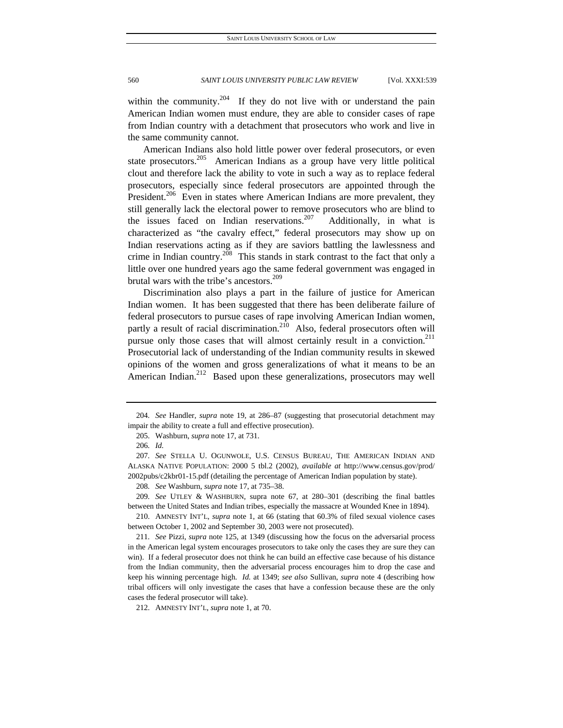within the community.[204] If they do not live with or understand the pain American Indian women must endure, they are able to consider cases of rape from Indian country with a detachment that prosecutors who work and live in the same community cannot.

American Indians also hold little power over federal prosecutors, or even state prosecutors.[205] American Indians as a group have very little political clout and therefore lack the ability to vote in such a way as to replace federal prosecutors, especially since federal prosecutors are appointed through the President.[206] Even in states where American Indians are more prevalent, they still generally lack the electoral power to remove prosecutors who are blind to the issues faced on Indian reservations.[207] Additionally, in what is characterized as "the cavalry effect," federal prosecutors may show up on Indian reservations acting as if they are saviors battling the lawlessness and crime in Indian country.[208] This stands in stark contrast to the fact that only a little over one hundred years ago the same federal government was engaged in brutal wars with the tribe's ancestors.[209]

Discrimination also plays a part in the failure of justice for American Indian women. It has been suggested that there has been deliberate failure of federal prosecutors to pursue cases of rape involving American Indian women, partly a result of racial discrimination.[210] Also, federal prosecutors often will pursue only those cases that will almost certainly result in a conviction.[211] Prosecutorial lack of understanding of the Indian community results in skewed opinions of the women and gross generalizations of what it means to be an American Indian.[212] Based upon these generalizations, prosecutors may well

---

204. *See* Handler, *supra* note 19, at 286–87 (suggesting that prosecutorial detachment may impair the ability to create a full and effective prosecution).

205. Washburn, *supra* note 17, at 731.

206. *Id.*

207. *See* STELLA U. OGUNWOLE, U.S. CENSUS BUREAU, THE AMERICAN INDIAN AND ALASKA NATIVE POPULATION: 2000 5 tbl.2 (2002), *available at* http://www.census.gov/prod/2002pubs/c2kbr01-15.pdf (detailing the percentage of American Indian population by state).

208. *See* Washburn, *supra* note 17, at 735–38.

209. *See* UTLEY & WASHBURN, supra note 67, at 280–301 (describing the final battles between the United States and Indian tribes, especially the massacre at Wounded Knee in 1894).

210. AMNESTY INT'L, *supra* note 1, at 66 (stating that 60.3% of filed sexual violence cases between October 1, 2002 and September 30, 2003 were not prosecuted).

211. *See* Pizzi, *supra* note 125, at 1349 (discussing how the focus on the adversarial process in the American legal system encourages prosecutors to take only the cases they are sure they can win). If a federal prosecutor does not think he can build an effective case because of his distance from the Indian community, then the adversarial process encourages him to drop the case and keep his winning percentage high. *Id.* at 1349; *see also* Sullivan, *supra* note 4 (describing how tribal officers will only investigate the cases that have a confession because these are the only cases the federal prosecutor will take).

212. AMNESTY INT'L, *supra* note 1, at 70.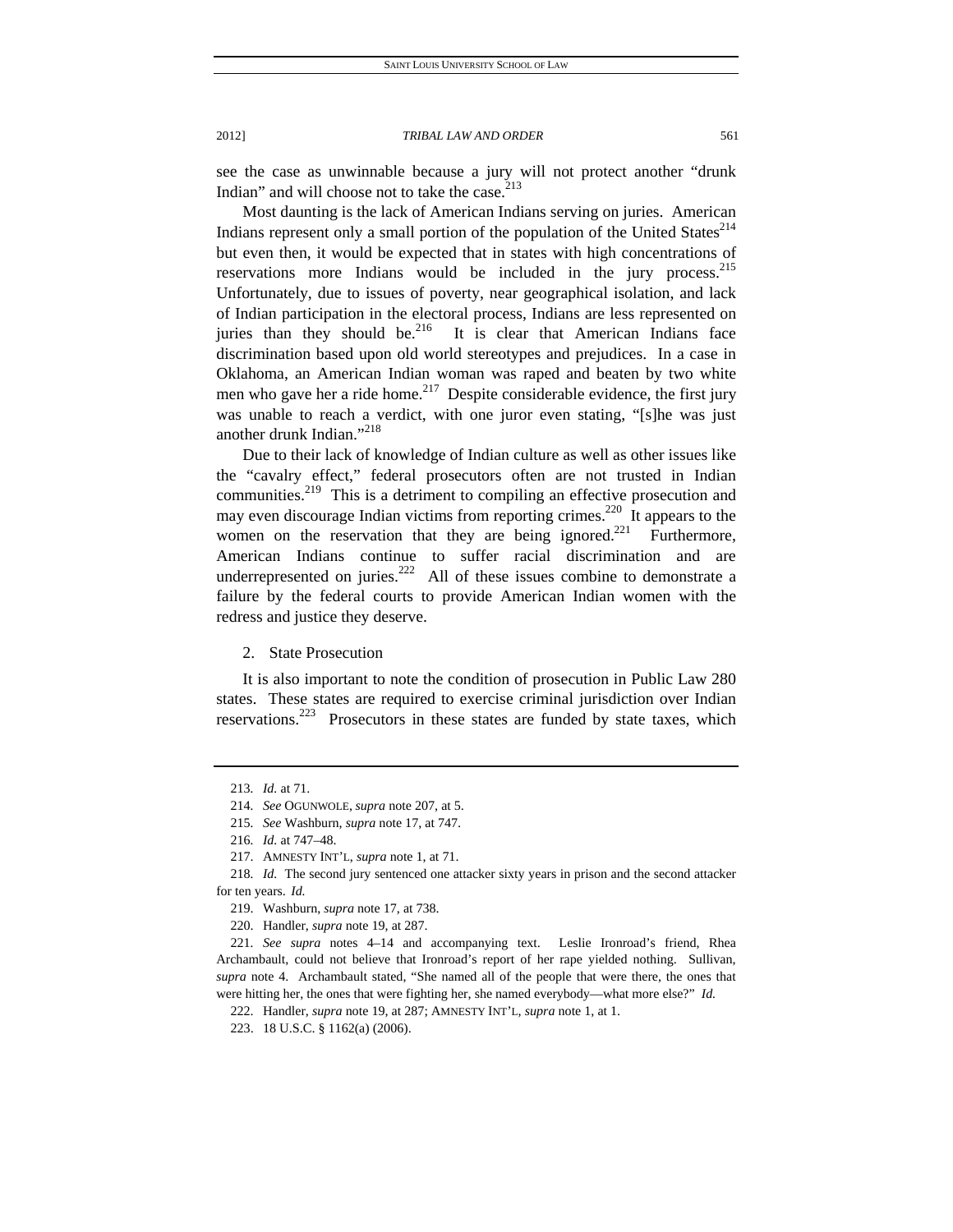see the case as unwinnable because a jury will not protect another "drunk Indian" and will choose not to take the case.[213]

Most daunting is the lack of American Indians serving on juries. American Indians represent only a small portion of the population of the United States[214] but even then, it would be expected that in states with high concentrations of reservations more Indians would be included in the jury process.[215] Unfortunately, due to issues of poverty, near geographical isolation, and lack of Indian participation in the electoral process, Indians are less represented on juries than they should be.[216] It is clear that American Indians face discrimination based upon old world stereotypes and prejudices. In a case in Oklahoma, an American Indian woman was raped and beaten by two white men who gave her a ride home.[217] Despite considerable evidence, the first jury was unable to reach a verdict, with one juror even stating, "[s]he was just another drunk Indian."[218]

Due to their lack of knowledge of Indian culture as well as other issues like the "cavalry effect," federal prosecutors often are not trusted in Indian communities.[219] This is a detriment to compiling an effective prosecution and may even discourage Indian victims from reporting crimes.[220] It appears to the women on the reservation that they are being ignored.[221] Furthermore, American Indians continue to suffer racial discrimination and are underrepresented on juries.[222] All of these issues combine to demonstrate a failure by the federal courts to provide American Indian women with the redress and justice they deserve.

### 2. State Prosecution

It is also important to note the condition of prosecution in Public Law 280 states. These states are required to exercise criminal jurisdiction over Indian reservations.[223] Prosecutors in these states are funded by state taxes, which

---

213. *Id.* at 71.

214. *See* OGUNWOLE, *supra* note 207, at 5.

215. *See* Washburn, *supra* note 17, at 747.

216. *Id.* at 747–48.

217. AMNESTY INT'L, *supra* note 1, at 71.

218. *Id.* The second jury sentenced one attacker sixty years in prison and the second attacker for ten years. *Id.*

219. Washburn, *supra* note 17, at 738.

220. Handler, *supra* note 19, at 287.

221. *See supra* notes 4–14 and accompanying text. Leslie Ironroad's friend, Rhea Archambault, could not believe that Ironroad's report of her rape yielded nothing. Sullivan, *supra* note 4. Archambault stated, "She named all of the people that were there, the ones that were hitting her, the ones that were fighting her, she named everybody—what more else?" *Id.*

222. Handler, *supra* note 19, at 287; AMNESTY INT'L, *supra* note 1, at 1.

223. 18 U.S.C. § 1162(a) (2006).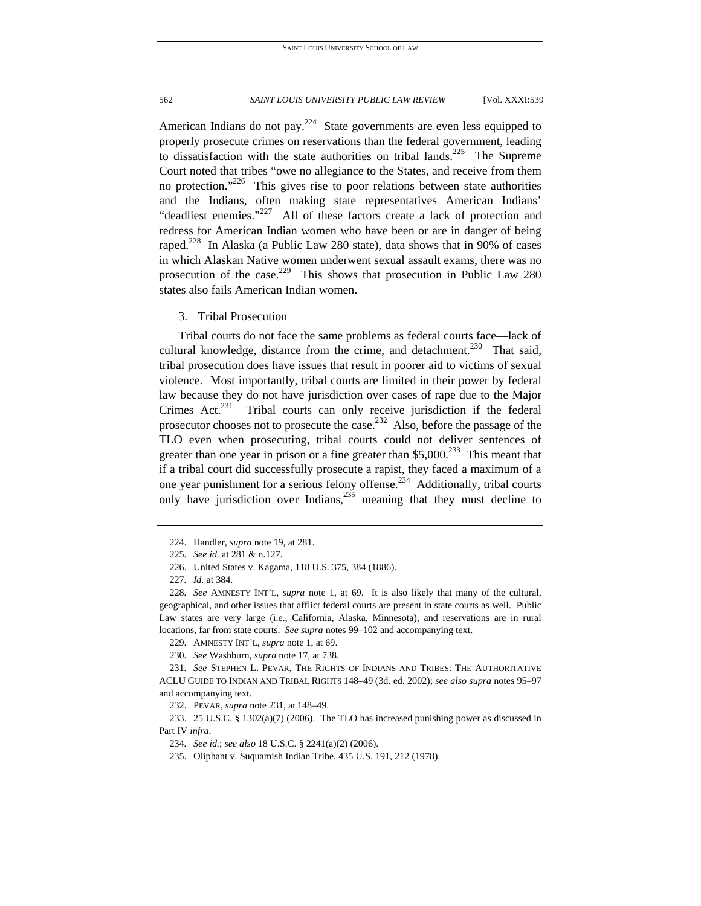American Indians do not pay.[224] State governments are even less equipped to properly prosecute crimes on reservations than the federal government, leading to dissatisfaction with the state authorities on tribal lands.[225] The Supreme Court noted that tribes "owe no allegiance to the States, and receive from them no protection."[226] This gives rise to poor relations between state authorities and the Indians, often making state representatives American Indians' "deadliest enemies."[227] All of these factors create a lack of protection and redress for American Indian women who have been or are in danger of being raped.[228] In Alaska (a Public Law 280 state), data shows that in 90% of cases in which Alaskan Native women underwent sexual assault exams, there was no prosecution of the case.[229] This shows that prosecution in Public Law 280 states also fails American Indian women.

3. Tribal Prosecution

Tribal courts do not face the same problems as federal courts face—lack of cultural knowledge, distance from the crime, and detachment.[230] That said, tribal prosecution does have issues that result in poorer aid to victims of sexual violence. Most importantly, tribal courts are limited in their power by federal law because they do not have jurisdiction over cases of rape due to the Major Crimes Act.[231] Tribal courts can only receive jurisdiction if the federal prosecutor chooses not to prosecute the case.[232] Also, before the passage of the TLO even when prosecuting, tribal courts could not deliver sentences of greater than one year in prison or a fine greater than $5,000.[233] This meant that if a tribal court did successfully prosecute a rapist, they faced a maximum of a one year punishment for a serious felony offense.[234] Additionally, tribal courts only have jurisdiction over Indians,[235] meaning that they must decline to

---

224. Handler, *supra* note 19, at 281.

225. *See id.* at 281 & n.127.

226. United States v. Kagama, 118 U.S. 375, 384 (1886).

227. *Id.* at 384.

228. *See* AMNESTY INT'L, *supra* note 1, at 69. It is also likely that many of the cultural, geographical, and other issues that afflict federal courts are present in state courts as well. Public Law states are very large (i.e., California, Alaska, Minnesota), and reservations are in rural locations, far from state courts. *See supra* notes 99–102 and accompanying text.

229. AMNESTY INT'L, *supra* note 1, at 69.

230. *See* Washburn, *supra* note 17, at 738.

231. *See* STEPHEN L. PEVAR, THE RIGHTS OF INDIANS AND TRIBES: THE AUTHORITATIVE ACLU GUIDE TO INDIAN AND TRIBAL RIGHTS 148–49 (3d. ed. 2002); *see also supra* notes 95–97 and accompanying text.

232. PEVAR, *supra* note 231, at 148–49.

233. 25 U.S.C. § 1302(a)(7) (2006). The TLO has increased punishing power as discussed in Part IV *infra*.

234. *See id.*; *see also* 18 U.S.C. § 2241(a)(2) (2006).

235. Oliphant v. Suquamish Indian Tribe, 435 U.S. 191, 212 (1978).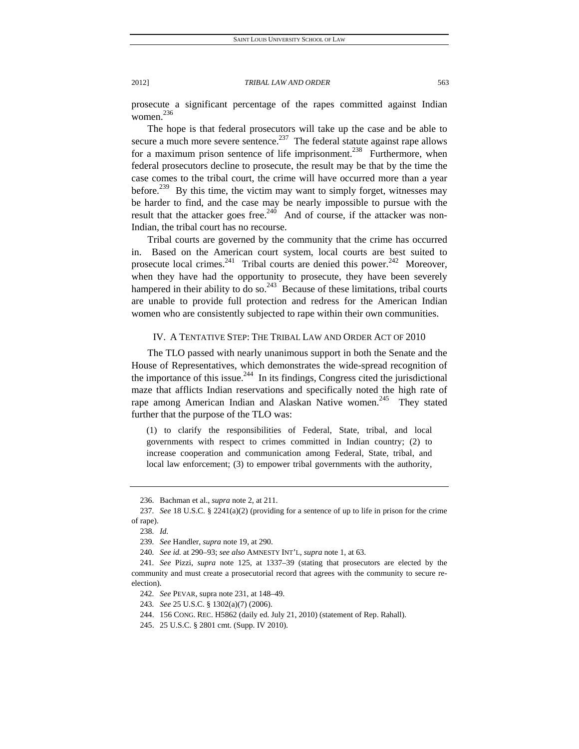prosecute a significant percentage of the rapes committed against Indian women.[236]

The hope is that federal prosecutors will take up the case and be able to secure a much more severe sentence.[237] The federal statute against rape allows for a maximum prison sentence of life imprisonment.[238] Furthermore, when federal prosecutors decline to prosecute, the result may be that by the time the case comes to the tribal court, the crime will have occurred more than a year before.[239] By this time, the victim may want to simply forget, witnesses may be harder to find, and the case may be nearly impossible to pursue with the result that the attacker goes free.[240] And of course, if the attacker was non-Indian, the tribal court has no recourse.

Tribal courts are governed by the community that the crime has occurred in. Based on the American court system, local courts are best suited to prosecute local crimes.[241] Tribal courts are denied this power.[242] Moreover, when they have had the opportunity to prosecute, they have been severely hampered in their ability to do so.[243] Because of these limitations, tribal courts are unable to provide full protection and redress for the American Indian women who are consistently subjected to rape within their own communities.

## IV. A TENTATIVE STEP: THE TRIBAL LAW AND ORDER ACT OF 2010

The TLO passed with nearly unanimous support in both the Senate and the House of Representatives, which demonstrates the wide-spread recognition of the importance of this issue.[244] In its findings, Congress cited the jurisdictional maze that afflicts Indian reservations and specifically noted the high rate of rape among American Indian and Alaskan Native women.[245] They stated further that the purpose of the TLO was:

> (1) to clarify the responsibilities of Federal, State, tribal, and local governments with respect to crimes committed in Indian country; (2) to increase cooperation and communication among Federal, State, tribal, and local law enforcement; (3) to empower tribal governments with the authority,

---

236. Bachman et al., *supra* note 2, at 211.

237. *See* 18 U.S.C. § 2241(a)(2) (providing for a sentence of up to life in prison for the crime of rape).

238. *Id.*

239. *See* Handler, *supra* note 19, at 290.

240. *See id.* at 290–93; *see also* AMNESTY INT'L, *supra* note 1, at 63.

241. *See* Pizzi, *supra* note 125, at 1337–39 (stating that prosecutors are elected by the community and must create a prosecutorial record that agrees with the community to secure re-election).

242. *See* PEVAR, supra note 231, at 148–49.

243. *See* 25 U.S.C. § 1302(a)(7) (2006).

244. 156 CONG. REC. H5862 (daily ed. July 21, 2010) (statement of Rep. Rahall).

245. 25 U.S.C. § 2801 cmt. (Supp. IV 2010).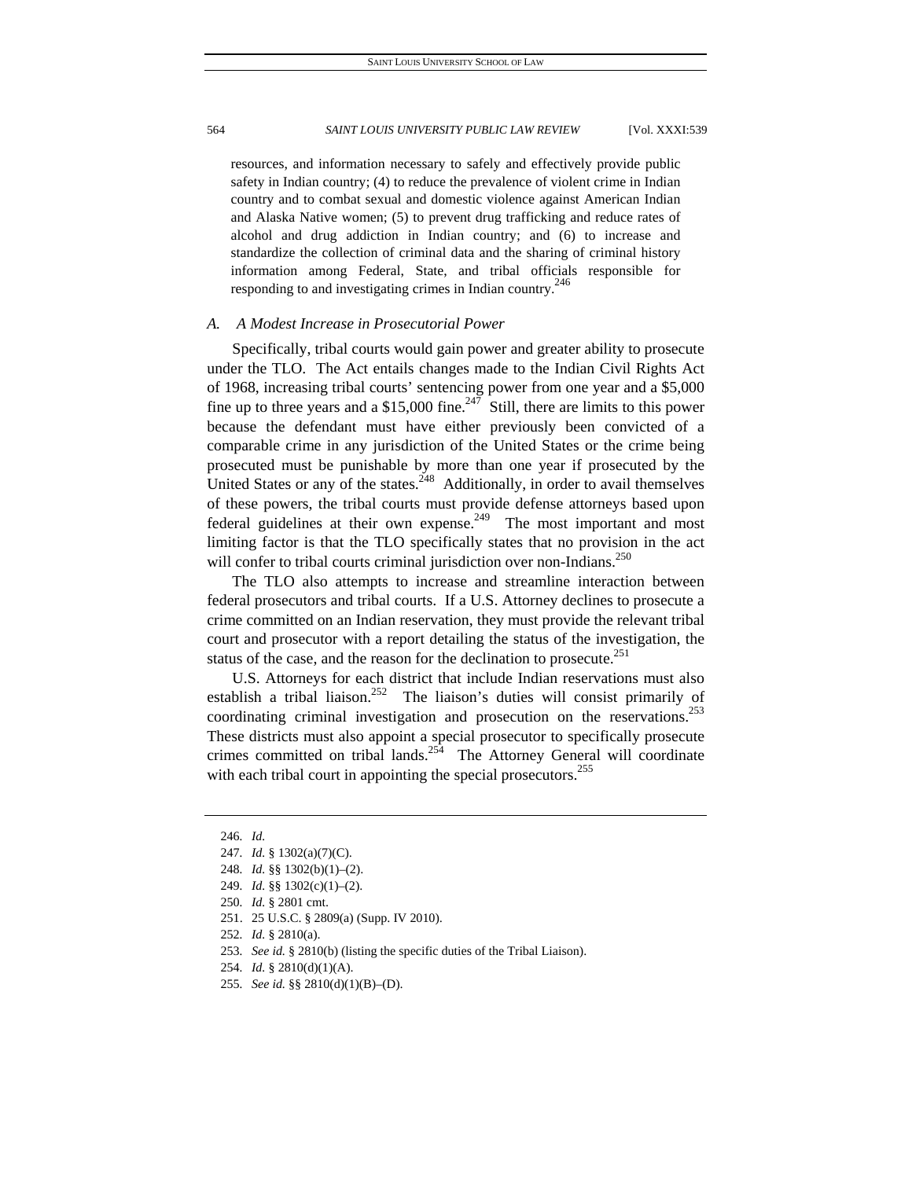resources, and information necessary to safely and effectively provide public safety in Indian country; (4) to reduce the prevalence of violent crime in Indian country and to combat sexual and domestic violence against American Indian and Alaska Native women; (5) to prevent drug trafficking and reduce rates of alcohol and drug addiction in Indian country; and (6) to increase and standardize the collection of criminal data and the sharing of criminal history information among Federal, State, and tribal officials responsible for responding to and investigating crimes in Indian country.[246]

### *A. A Modest Increase in Prosecutorial Power*

Specifically, tribal courts would gain power and greater ability to prosecute under the TLO. The Act entails changes made to the Indian Civil Rights Act of 1968, increasing tribal courts' sentencing power from one year and a $5,000 fine up to three years and a $15,000 fine.[247] Still, there are limits to this power because the defendant must have either previously been convicted of a comparable crime in any jurisdiction of the United States or the crime being prosecuted must be punishable by more than one year if prosecuted by the United States or any of the states.[248] Additionally, in order to avail themselves of these powers, the tribal courts must provide defense attorneys based upon federal guidelines at their own expense.[249] The most important and most limiting factor is that the TLO specifically states that no provision in the act will confer to tribal courts criminal jurisdiction over non-Indians.[250]

The TLO also attempts to increase and streamline interaction between federal prosecutors and tribal courts. If a U.S. Attorney declines to prosecute a crime committed on an Indian reservation, they must provide the relevant tribal court and prosecutor with a report detailing the status of the investigation, the status of the case, and the reason for the declination to prosecute.[251]

U.S. Attorneys for each district that include Indian reservations must also establish a tribal liaison.[252] The liaison's duties will consist primarily of coordinating criminal investigation and prosecution on the reservations.[253] These districts must also appoint a special prosecutor to specifically prosecute crimes committed on tribal lands.[254] The Attorney General will coordinate with each tribal court in appointing the special prosecutors.[255]

---

246. *Id.*
247. *Id.* § 1302(a)(7)(C).
248. *Id.* §§ 1302(b)(1)–(2).
249. *Id.* §§ 1302(c)(1)–(2).
250. *Id.* § 2801 cmt.
251. 25 U.S.C. § 2809(a) (Supp. IV 2010).
252. *Id.* § 2810(a).
253. *See id.* § 2810(b) (listing the specific duties of the Tribal Liaison).
254. *Id.* § 2810(d)(1)(A).
255. *See id.* §§ 2810(d)(1)(B)–(D).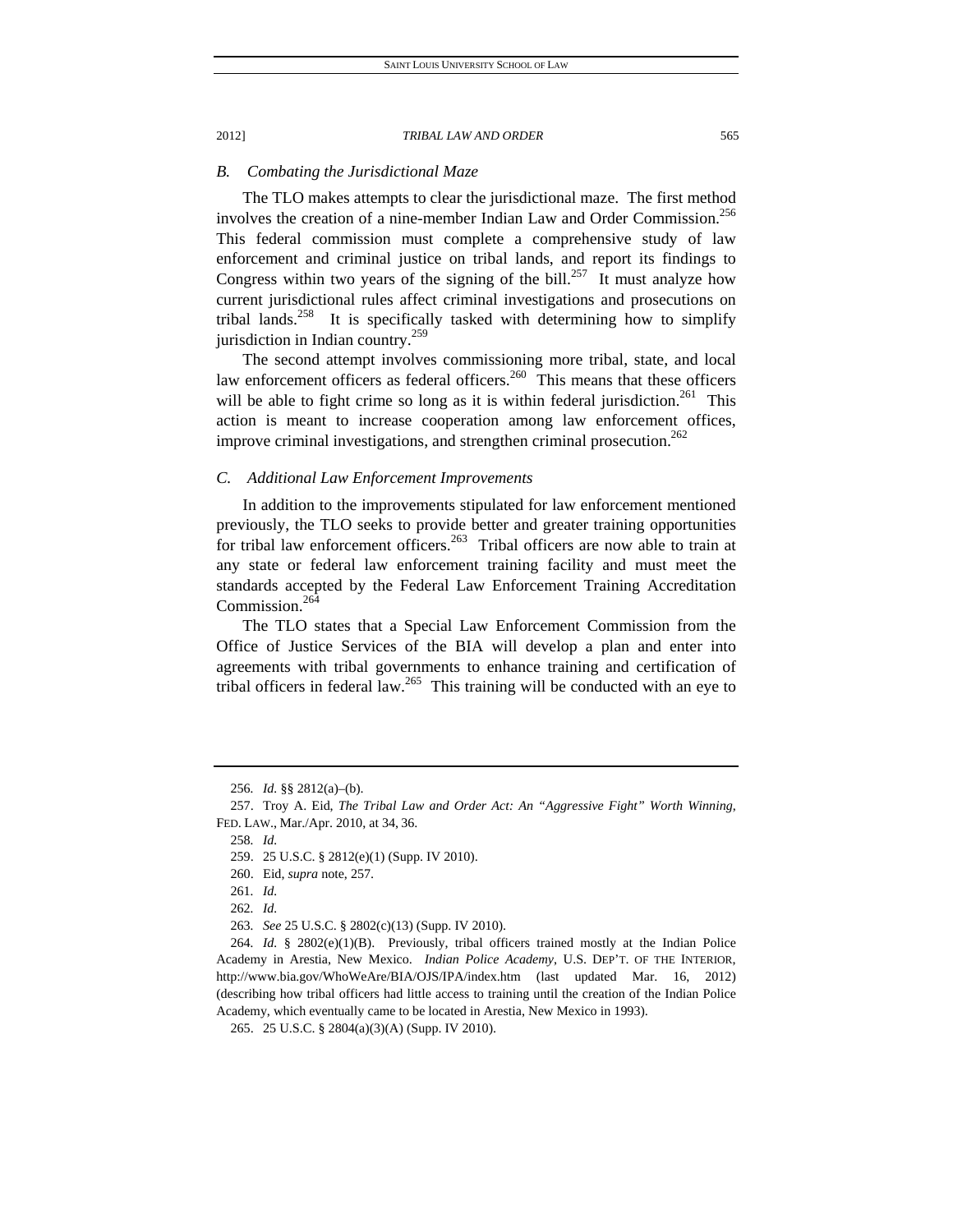### *B. Combating the Jurisdictional Maze*

The TLO makes attempts to clear the jurisdictional maze. The first method involves the creation of a nine-member Indian Law and Order Commission.[256] This federal commission must complete a comprehensive study of law enforcement and criminal justice on tribal lands, and report its findings to Congress within two years of the signing of the bill.[257] It must analyze how current jurisdictional rules affect criminal investigations and prosecutions on tribal lands.[258] It is specifically tasked with determining how to simplify jurisdiction in Indian country.[259]

The second attempt involves commissioning more tribal, state, and local law enforcement officers as federal officers.[260] This means that these officers will be able to fight crime so long as it is within federal jurisdiction.[261] This action is meant to increase cooperation among law enforcement offices, improve criminal investigations, and strengthen criminal prosecution.[262]

### *C. Additional Law Enforcement Improvements*

In addition to the improvements stipulated for law enforcement mentioned previously, the TLO seeks to provide better and greater training opportunities for tribal law enforcement officers.[263] Tribal officers are now able to train at any state or federal law enforcement training facility and must meet the standards accepted by the Federal Law Enforcement Training Accreditation Commission.[264]

The TLO states that a Special Law Enforcement Commission from the Office of Justice Services of the BIA will develop a plan and enter into agreements with tribal governments to enhance training and certification of tribal officers in federal law.[265] This training will be conducted with an eye to

---

256. *Id.* §§ 2812(a)–(b).

257. Troy A. Eid, *The Tribal Law and Order Act: An "Aggressive Fight" Worth Winning*, FED. LAW., Mar./Apr. 2010, at 34, 36.

258. *Id.*

259. 25 U.S.C. § 2812(e)(1) (Supp. IV 2010).

260. Eid, *supra* note, 257.

261. *Id.*

262. *Id.*

263. *See* 25 U.S.C. § 2802(c)(13) (Supp. IV 2010).

264. *Id.* § 2802(e)(1)(B). Previously, tribal officers trained mostly at the Indian Police Academy in Arestia, New Mexico. *Indian Police Academy*, U.S. DEP'T. OF THE INTERIOR, http://www.bia.gov/WhoWeAre/BIA/OJS/IPA/index.htm (last updated Mar. 16, 2012) (describing how tribal officers had little access to training until the creation of the Indian Police Academy, which eventually came to be located in Arestia, New Mexico in 1993).

265. 25 U.S.C. § 2804(a)(3)(A) (Supp. IV 2010).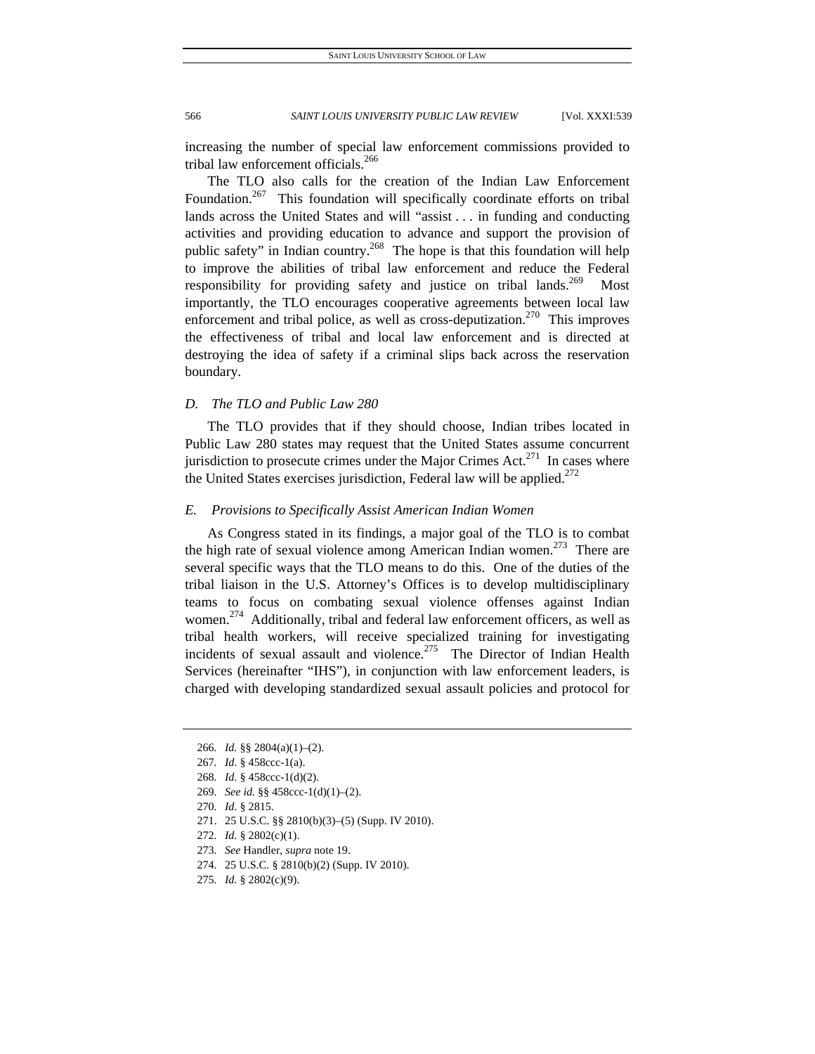increasing the number of special law enforcement commissions provided to tribal law enforcement officials.[266]

The TLO also calls for the creation of the Indian Law Enforcement Foundation.[267] This foundation will specifically coordinate efforts on tribal lands across the United States and will "assist . . . in funding and conducting activities and providing education to advance and support the provision of public safety" in Indian country.[268] The hope is that this foundation will help to improve the abilities of tribal law enforcement and reduce the Federal responsibility for providing safety and justice on tribal lands.[269] Most importantly, the TLO encourages cooperative agreements between local law enforcement and tribal police, as well as cross-deputization.[270] This improves the effectiveness of tribal and local law enforcement and is directed at destroying the idea of safety if a criminal slips back across the reservation boundary.

### *D. The TLO and Public Law 280*

The TLO provides that if they should choose, Indian tribes located in Public Law 280 states may request that the United States assume concurrent jurisdiction to prosecute crimes under the Major Crimes Act.[271] In cases where the United States exercises jurisdiction, Federal law will be applied.[272]

### *E. Provisions to Specifically Assist American Indian Women*

As Congress stated in its findings, a major goal of the TLO is to combat the high rate of sexual violence among American Indian women.[273] There are several specific ways that the TLO means to do this. One of the duties of the tribal liaison in the U.S. Attorney's Offices is to develop multidisciplinary teams to focus on combating sexual violence offenses against Indian women.[274] Additionally, tribal and federal law enforcement officers, as well as tribal health workers, will receive specialized training for investigating incidents of sexual assault and violence.[275] The Director of Indian Health Services (hereinafter "IHS"), in conjunction with law enforcement leaders, is charged with developing standardized sexual assault policies and protocol for

---

266. *Id.* §§ 2804(a)(1)–(2).
267. *Id.* § 458ccc-1(a).
268. *Id.* § 458ccc-1(d)(2).
269. *See id.* §§ 458ccc-1(d)(1)–(2).
270. *Id.* § 2815.
271. 25 U.S.C. §§ 2810(b)(3)–(5) (Supp. IV 2010).
272. *Id.* § 2802(c)(1).
273. *See* Handler, *supra* note 19.
274. 25 U.S.C. § 2810(b)(2) (Supp. IV 2010).
275. *Id.* § 2802(c)(9).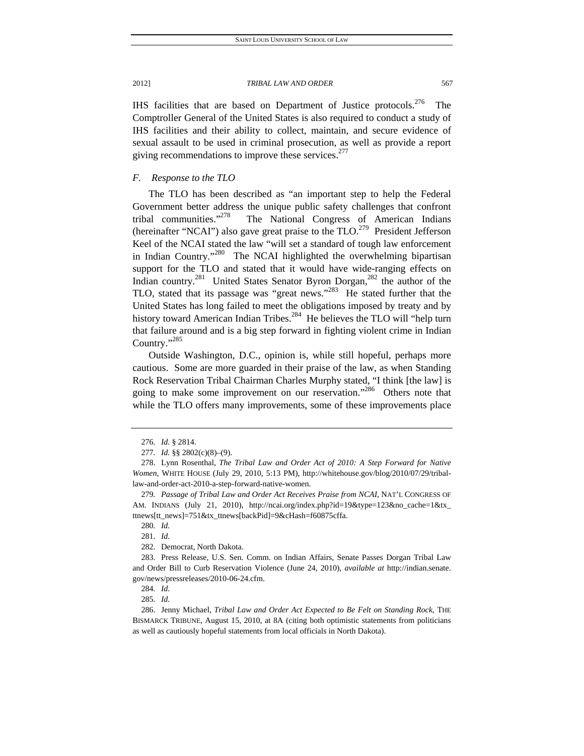IHS facilities that are based on Department of Justice protocols.[276] The Comptroller General of the United States is also required to conduct a study of IHS facilities and their ability to collect, maintain, and secure evidence of sexual assault to be used in criminal prosecution, as well as provide a report giving recommendations to improve these services.[277]

### *F. Response to the TLO*

The TLO has been described as "an important step to help the Federal Government better address the unique public safety challenges that confront tribal communities."[278] The National Congress of American Indians (hereinafter "NCAI") also gave great praise to the TLO.[279] President Jefferson Keel of the NCAI stated the law "will set a standard of tough law enforcement in Indian Country."[280] The NCAI highlighted the overwhelming bipartisan support for the TLO and stated that it would have wide-ranging effects on Indian country.[281] United States Senator Byron Dorgan,[282] the author of the TLO, stated that its passage was "great news."[283] He stated further that the United States has long failed to meet the obligations imposed by treaty and by history toward American Indian Tribes.[284] He believes the TLO will "help turn that failure around and is a big step forward in fighting violent crime in Indian Country."[285]

Outside Washington, D.C., opinion is, while still hopeful, perhaps more cautious. Some are more guarded in their praise of the law, as when Standing Rock Reservation Tribal Chairman Charles Murphy stated, "I think [the law] is going to make some improvement on our reservation."[286] Others note that while the TLO offers many improvements, some of these improvements place

---

276. *Id.* § 2814.

277. *Id.* §§ 2802(c)(8)–(9).

278. Lynn Rosenthal, *The Tribal Law and Order Act of 2010: A Step Forward for Native Women*, WHITE HOUSE (July 29, 2010, 5:13 PM), http://whitehouse.gov/blog/2010/07/29/tribal-law-and-order-act-2010-a-step-forward-native-women.

279. *Passage of Tribal Law and Order Act Receives Praise from NCAI*, NAT'L CONGRESS OF AM. INDIANS (July 21, 2010), http://ncai.org/index.php?id=19&type=123&no_cache=1&tx_ttnews[tt_news]=751&tx_ttnews[backPid]=9&cHash=f60875cffa.

280. *Id.*

281. *Id.*

282. Democrat, North Dakota.

283. Press Release, U.S. Sen. Comm. on Indian Affairs, Senate Passes Dorgan Tribal Law and Order Bill to Curb Reservation Violence (June 24, 2010), *available at* http://indian.senate.gov/news/pressreleases/2010-06-24.cfm.

284. *Id.*

285. *Id.*

286. Jenny Michael, *Tribal Law and Order Act Expected to Be Felt on Standing Rock*, THE BISMARCK TRIBUNE, August 15, 2010, at 8A (citing both optimistic statements from politicians as well as cautiously hopeful statements from local officials in North Dakota).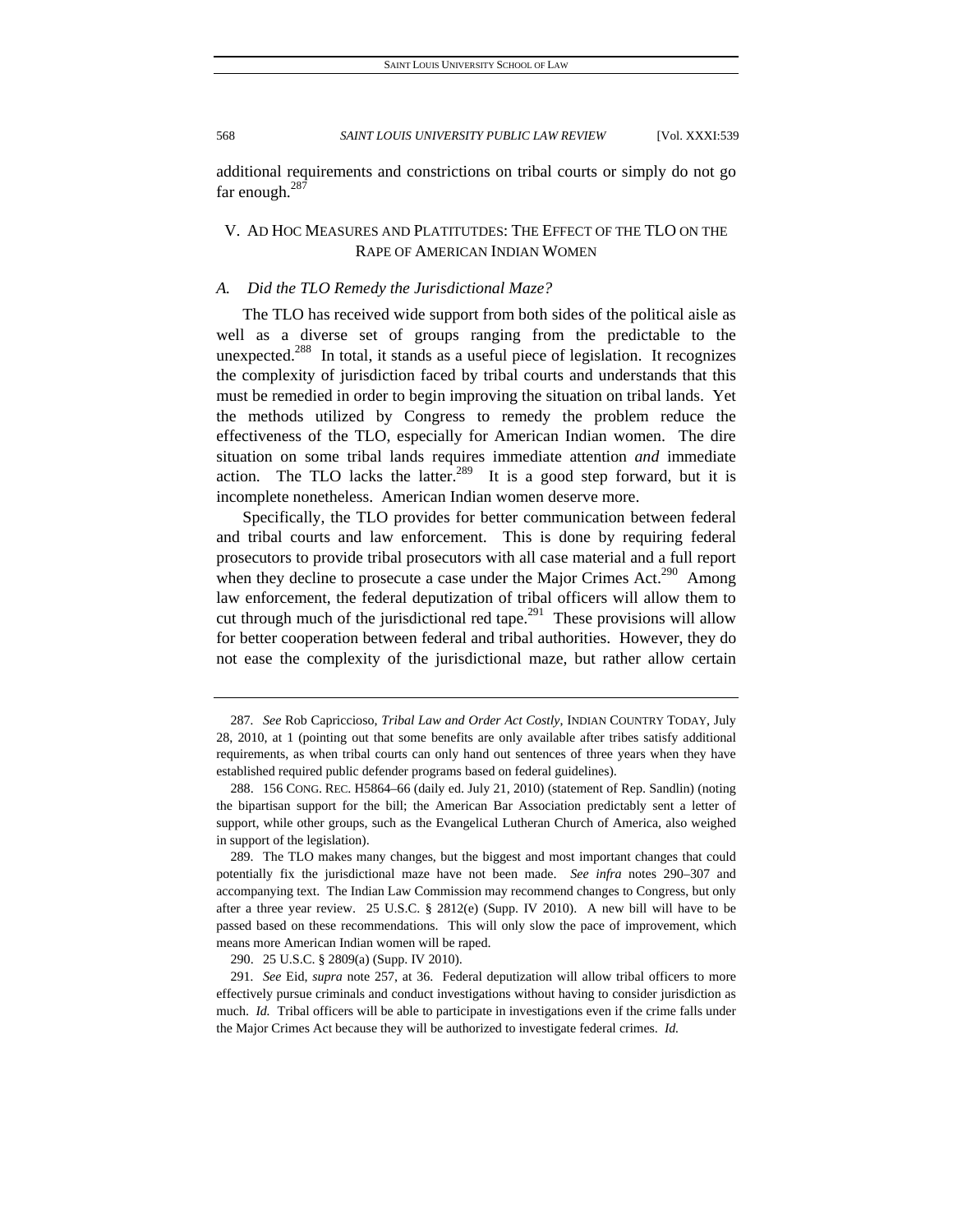additional requirements and constrictions on tribal courts or simply do not go far enough.[287]

## V. AD HOC MEASURES AND PLATITUTDES: THE EFFECT OF THE TLO ON THE RAPE OF AMERICAN INDIAN WOMEN

### *A. Did the TLO Remedy the Jurisdictional Maze?*

The TLO has received wide support from both sides of the political aisle as well as a diverse set of groups ranging from the predictable to the unexpected.[288] In total, it stands as a useful piece of legislation. It recognizes the complexity of jurisdiction faced by tribal courts and understands that this must be remedied in order to begin improving the situation on tribal lands. Yet the methods utilized by Congress to remedy the problem reduce the effectiveness of the TLO, especially for American Indian women. The dire situation on some tribal lands requires immediate attention *and* immediate action. The TLO lacks the latter.[289] It is a good step forward, but it is incomplete nonetheless. American Indian women deserve more.

Specifically, the TLO provides for better communication between federal and tribal courts and law enforcement. This is done by requiring federal prosecutors to provide tribal prosecutors with all case material and a full report when they decline to prosecute a case under the Major Crimes Act.[290] Among law enforcement, the federal deputization of tribal officers will allow them to cut through much of the jurisdictional red tape.[291] These provisions will allow for better cooperation between federal and tribal authorities. However, they do not ease the complexity of the jurisdictional maze, but rather allow certain

---

287. *See* Rob Capriccioso, *Tribal Law and Order Act Costly*, INDIAN COUNTRY TODAY, July 28, 2010, at 1 (pointing out that some benefits are only available after tribes satisfy additional requirements, as when tribal courts can only hand out sentences of three years when they have established required public defender programs based on federal guidelines).

288. 156 CONG. REC. H5864–66 (daily ed. July 21, 2010) (statement of Rep. Sandlin) (noting the bipartisan support for the bill; the American Bar Association predictably sent a letter of support, while other groups, such as the Evangelical Lutheran Church of America, also weighed in support of the legislation).

289. The TLO makes many changes, but the biggest and most important changes that could potentially fix the jurisdictional maze have not been made. *See infra* notes 290–307 and accompanying text. The Indian Law Commission may recommend changes to Congress, but only after a three year review. 25 U.S.C. § 2812(e) (Supp. IV 2010). A new bill will have to be passed based on these recommendations. This will only slow the pace of improvement, which means more American Indian women will be raped.

290. 25 U.S.C. § 2809(a) (Supp. IV 2010).

291. *See* Eid, *supra* note 257, at 36. Federal deputization will allow tribal officers to more effectively pursue criminals and conduct investigations without having to consider jurisdiction as much. *Id.* Tribal officers will be able to participate in investigations even if the crime falls under the Major Crimes Act because they will be authorized to investigate federal crimes. *Id.*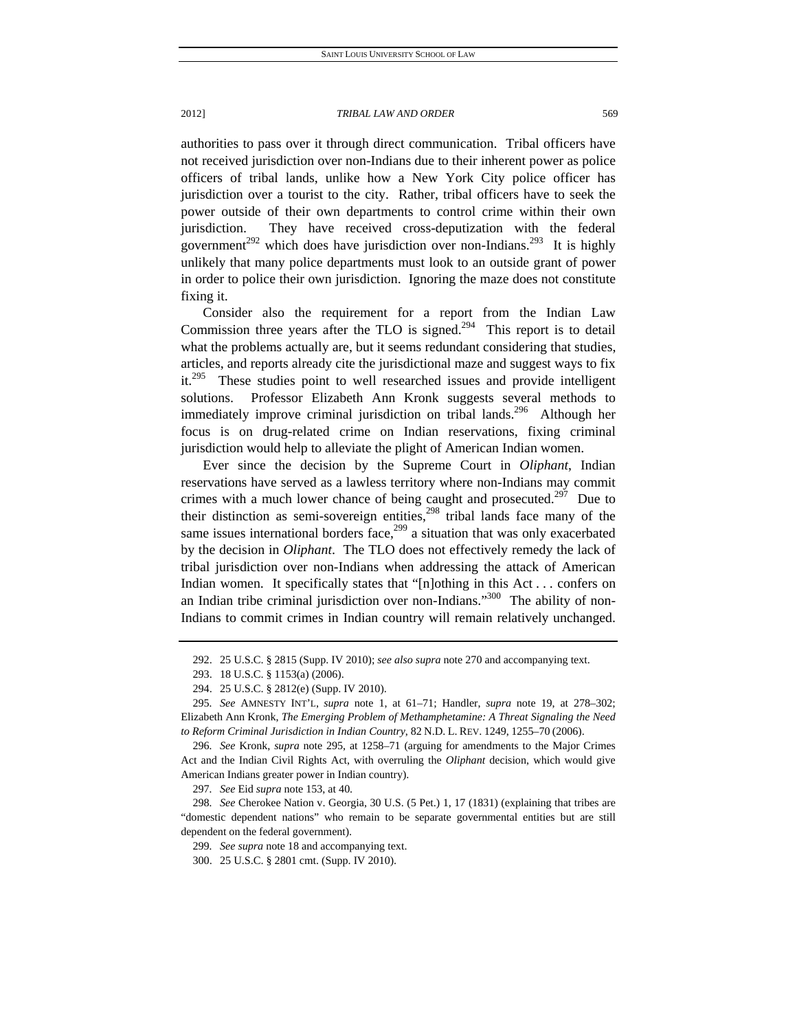authorities to pass over it through direct communication. Tribal officers have not received jurisdiction over non-Indians due to their inherent power as police officers of tribal lands, unlike how a New York City police officer has jurisdiction over a tourist to the city. Rather, tribal officers have to seek the power outside of their own departments to control crime within their own jurisdiction. They have received cross-deputization with the federal government[292] which does have jurisdiction over non-Indians.[293] It is highly unlikely that many police departments must look to an outside grant of power in order to police their own jurisdiction. Ignoring the maze does not constitute fixing it.

Consider also the requirement for a report from the Indian Law Commission three years after the TLO is signed.[294] This report is to detail what the problems actually are, but it seems redundant considering that studies, articles, and reports already cite the jurisdictional maze and suggest ways to fix it.[295] These studies point to well researched issues and provide intelligent solutions. Professor Elizabeth Ann Kronk suggests several methods to immediately improve criminal jurisdiction on tribal lands.[296] Although her focus is on drug-related crime on Indian reservations, fixing criminal jurisdiction would help to alleviate the plight of American Indian women.

Ever since the decision by the Supreme Court in *Oliphant*, Indian reservations have served as a lawless territory where non-Indians may commit crimes with a much lower chance of being caught and prosecuted.[297] Due to their distinction as semi-sovereign entities,[298] tribal lands face many of the same issues international borders face,[299] a situation that was only exacerbated by the decision in *Oliphant*. The TLO does not effectively remedy the lack of tribal jurisdiction over non-Indians when addressing the attack of American Indian women. It specifically states that "[n]othing in this Act . . . confers on an Indian tribe criminal jurisdiction over non-Indians."[300] The ability of non-Indians to commit crimes in Indian country will remain relatively unchanged.

---

292. 25 U.S.C. § 2815 (Supp. IV 2010); *see also supra* note 270 and accompanying text.

293. 18 U.S.C. § 1153(a) (2006).

294. 25 U.S.C. § 2812(e) (Supp. IV 2010).

295. *See* AMNESTY INT'L, *supra* note 1, at 61–71; Handler, *supra* note 19, at 278–302; Elizabeth Ann Kronk, *The Emerging Problem of Methamphetamine: A Threat Signaling the Need to Reform Criminal Jurisdiction in Indian Country*, 82 N.D. L. REV. 1249, 1255–70 (2006).

296. *See* Kronk, *supra* note 295, at 1258–71 (arguing for amendments to the Major Crimes Act and the Indian Civil Rights Act, with overruling the *Oliphant* decision, which would give American Indians greater power in Indian country).

297. *See* Eid *supra* note 153, at 40.

298. *See* Cherokee Nation v. Georgia, 30 U.S. (5 Pet.) 1, 17 (1831) (explaining that tribes are "domestic dependent nations" who remain to be separate governmental entities but are still dependent on the federal government).

299. *See supra* note 18 and accompanying text.

300. 25 U.S.C. § 2801 cmt. (Supp. IV 2010).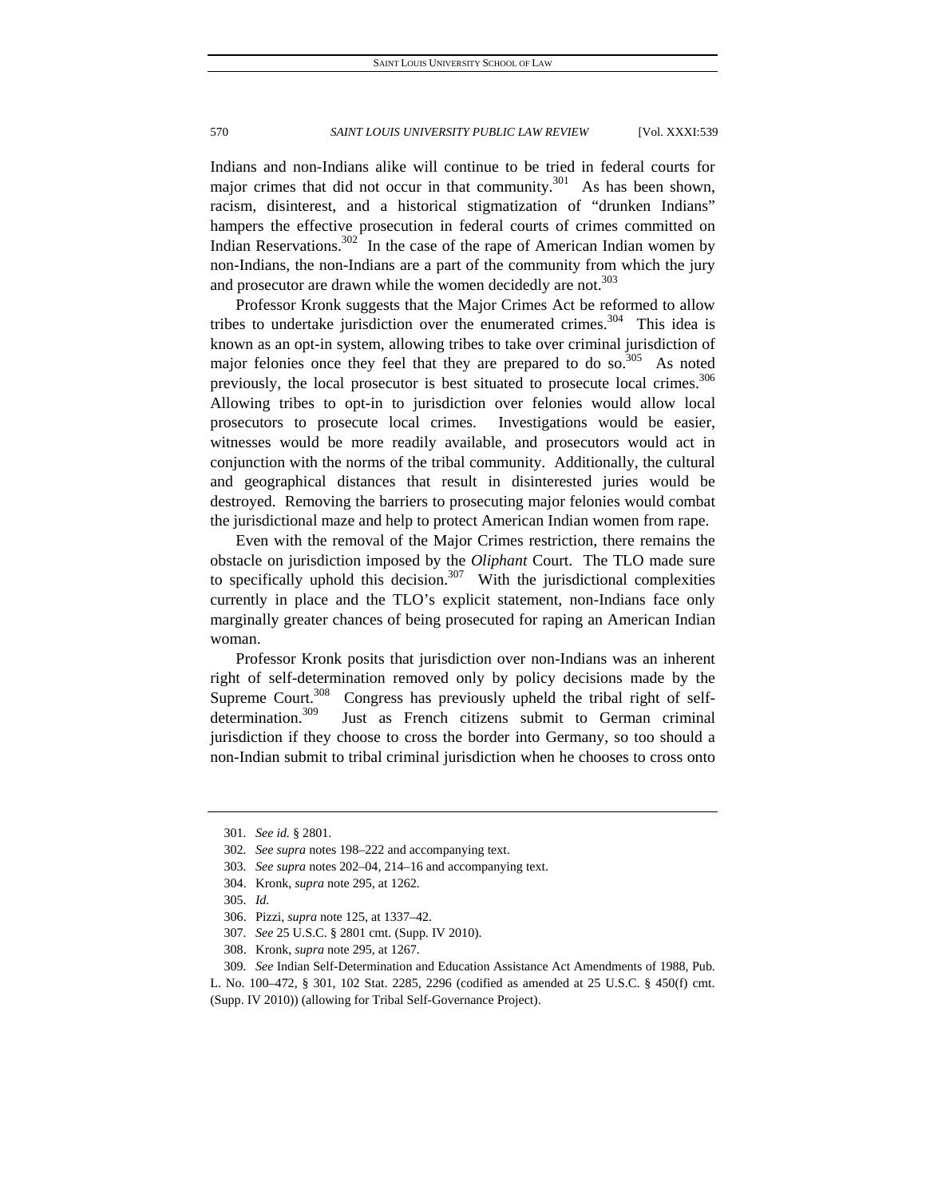Indians and non-Indians alike will continue to be tried in federal courts for major crimes that did not occur in that community.[301] As has been shown, racism, disinterest, and a historical stigmatization of "drunken Indians" hampers the effective prosecution in federal courts of crimes committed on Indian Reservations.[302] In the case of the rape of American Indian women by non-Indians, the non-Indians are a part of the community from which the jury and prosecutor are drawn while the women decidedly are not.[303]

Professor Kronk suggests that the Major Crimes Act be reformed to allow tribes to undertake jurisdiction over the enumerated crimes.[304] This idea is known as an opt-in system, allowing tribes to take over criminal jurisdiction of major felonies once they feel that they are prepared to do so.[305] As noted previously, the local prosecutor is best situated to prosecute local crimes.[306] Allowing tribes to opt-in to jurisdiction over felonies would allow local prosecutors to prosecute local crimes. Investigations would be easier, witnesses would be more readily available, and prosecutors would act in conjunction with the norms of the tribal community. Additionally, the cultural and geographical distances that result in disinterested juries would be destroyed. Removing the barriers to prosecuting major felonies would combat the jurisdictional maze and help to protect American Indian women from rape.

Even with the removal of the Major Crimes restriction, there remains the obstacle on jurisdiction imposed by the *Oliphant* Court. The TLO made sure to specifically uphold this decision.[307] With the jurisdictional complexities currently in place and the TLO's explicit statement, non-Indians face only marginally greater chances of being prosecuted for raping an American Indian woman.

Professor Kronk posits that jurisdiction over non-Indians was an inherent right of self-determination removed only by policy decisions made by the Supreme Court.[308] Congress has previously upheld the tribal right of self-determination.[309] Just as French citizens submit to German criminal jurisdiction if they choose to cross the border into Germany, so too should a non-Indian submit to tribal criminal jurisdiction when he chooses to cross onto

---

301. *See id.* § 2801.

302. *See supra* notes 198–222 and accompanying text.

303. *See supra* notes 202–04, 214–16 and accompanying text.

304. Kronk, *supra* note 295, at 1262.

305. *Id.*

306. Pizzi, *supra* note 125, at 1337–42.

307. *See* 25 U.S.C. § 2801 cmt. (Supp. IV 2010).

308. Kronk, *supra* note 295, at 1267.

309. *See* Indian Self-Determination and Education Assistance Act Amendments of 1988, Pub. L. No. 100–472, § 301, 102 Stat. 2285, 2296 (codified as amended at 25 U.S.C. § 450(f) cmt. (Supp. IV 2010)) (allowing for Tribal Self-Governance Project).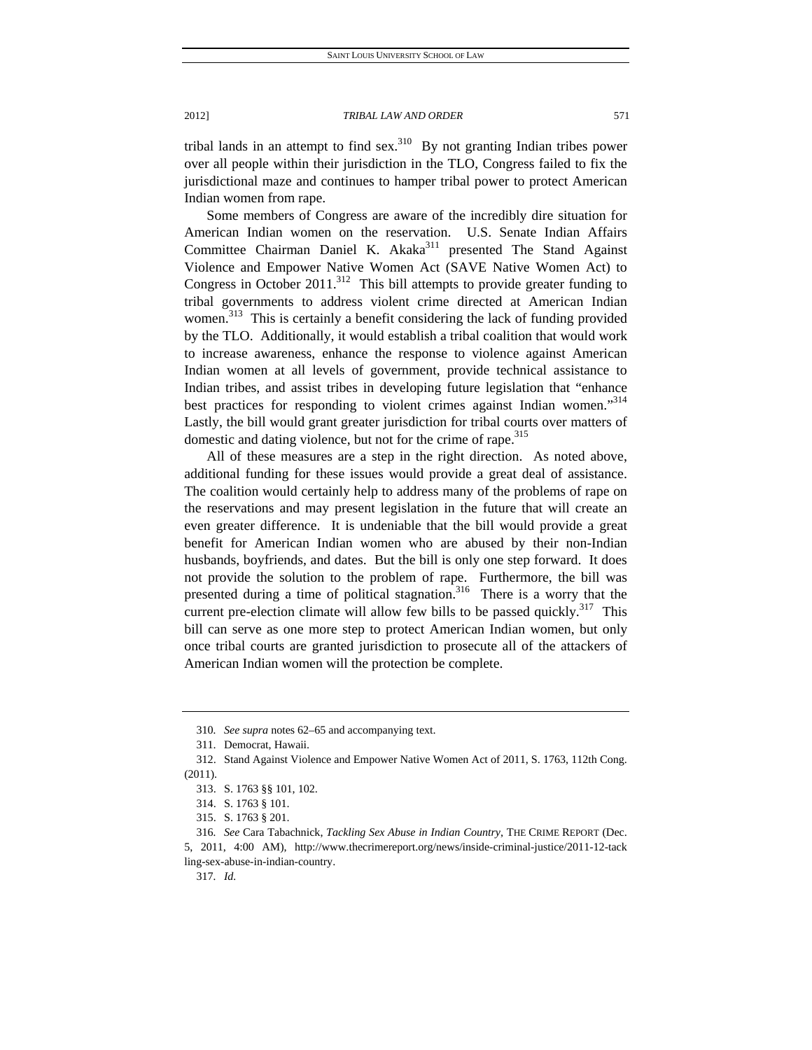tribal lands in an attempt to find sex.[310] By not granting Indian tribes power over all people within their jurisdiction in the TLO, Congress failed to fix the jurisdictional maze and continues to hamper tribal power to protect American Indian women from rape.

Some members of Congress are aware of the incredibly dire situation for American Indian women on the reservation. U.S. Senate Indian Affairs Committee Chairman Daniel K. Akaka[311] presented The Stand Against Violence and Empower Native Women Act (SAVE Native Women Act) to Congress in October 2011.[312] This bill attempts to provide greater funding to tribal governments to address violent crime directed at American Indian women.[313] This is certainly a benefit considering the lack of funding provided by the TLO. Additionally, it would establish a tribal coalition that would work to increase awareness, enhance the response to violence against American Indian women at all levels of government, provide technical assistance to Indian tribes, and assist tribes in developing future legislation that "enhance best practices for responding to violent crimes against Indian women."[314] Lastly, the bill would grant greater jurisdiction for tribal courts over matters of domestic and dating violence, but not for the crime of rape.[315]

All of these measures are a step in the right direction. As noted above, additional funding for these issues would provide a great deal of assistance. The coalition would certainly help to address many of the problems of rape on the reservations and may present legislation in the future that will create an even greater difference. It is undeniable that the bill would provide a great benefit for American Indian women who are abused by their non-Indian husbands, boyfriends, and dates. But the bill is only one step forward. It does not provide the solution to the problem of rape. Furthermore, the bill was presented during a time of political stagnation.[316] There is a worry that the current pre-election climate will allow few bills to be passed quickly.[317] This bill can serve as one more step to protect American Indian women, but only once tribal courts are granted jurisdiction to prosecute all of the attackers of American Indian women will the protection be complete.

---

310. *See supra* notes 62–65 and accompanying text.

311. Democrat, Hawaii.

312. Stand Against Violence and Empower Native Women Act of 2011, S. 1763, 112th Cong. (2011).

313. S. 1763 §§ 101, 102.

314. S. 1763 § 101.

315. S. 1763 § 201.

316. *See* Cara Tabachnick, *Tackling Sex Abuse in Indian Country*, THE CRIME REPORT (Dec. 5, 2011, 4:00 AM), http://www.thecrimereport.org/news/inside-criminal-justice/2011-12-tackling-sex-abuse-in-indian-country.

317. *Id.*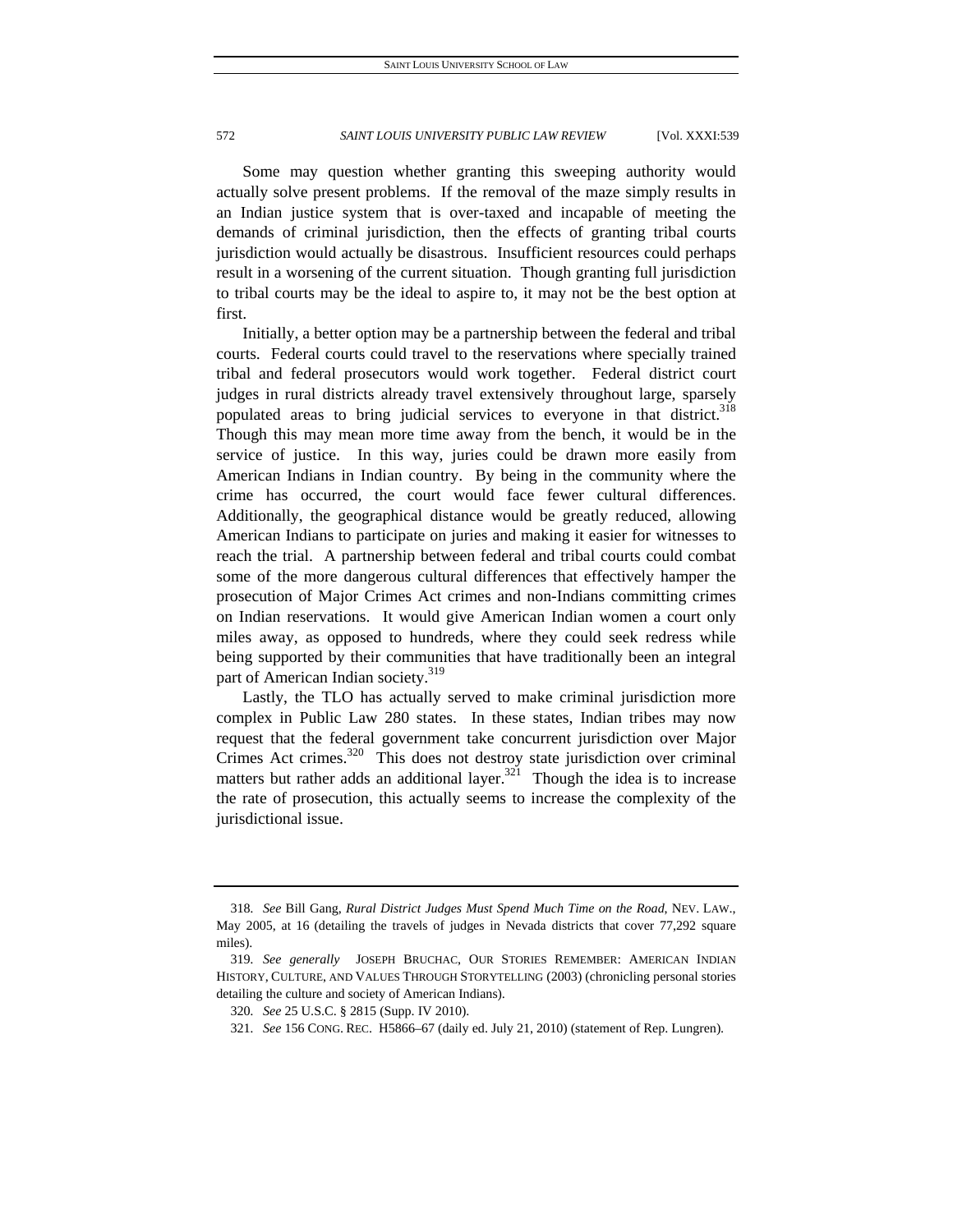Some may question whether granting this sweeping authority would actually solve present problems. If the removal of the maze simply results in an Indian justice system that is over-taxed and incapable of meeting the demands of criminal jurisdiction, then the effects of granting tribal courts jurisdiction would actually be disastrous. Insufficient resources could perhaps result in a worsening of the current situation. Though granting full jurisdiction to tribal courts may be the ideal to aspire to, it may not be the best option at first.

Initially, a better option may be a partnership between the federal and tribal courts. Federal courts could travel to the reservations where specially trained tribal and federal prosecutors would work together. Federal district court judges in rural districts already travel extensively throughout large, sparsely populated areas to bring judicial services to everyone in that district.[318] Though this may mean more time away from the bench, it would be in the service of justice. In this way, juries could be drawn more easily from American Indians in Indian country. By being in the community where the crime has occurred, the court would face fewer cultural differences. Additionally, the geographical distance would be greatly reduced, allowing American Indians to participate on juries and making it easier for witnesses to reach the trial. A partnership between federal and tribal courts could combat some of the more dangerous cultural differences that effectively hamper the prosecution of Major Crimes Act crimes and non-Indians committing crimes on Indian reservations. It would give American Indian women a court only miles away, as opposed to hundreds, where they could seek redress while being supported by their communities that have traditionally been an integral part of American Indian society.[319]

Lastly, the TLO has actually served to make criminal jurisdiction more complex in Public Law 280 states. In these states, Indian tribes may now request that the federal government take concurrent jurisdiction over Major Crimes Act crimes.[320] This does not destroy state jurisdiction over criminal matters but rather adds an additional layer.[321] Though the idea is to increase the rate of prosecution, this actually seems to increase the complexity of the jurisdictional issue.

---

318. *See* Bill Gang, *Rural District Judges Must Spend Much Time on the Road*, NEV. LAW., May 2005, at 16 (detailing the travels of judges in Nevada districts that cover 77,292 square miles).

319. *See generally* JOSEPH BRUCHAC, OUR STORIES REMEMBER: AMERICAN INDIAN HISTORY, CULTURE, AND VALUES THROUGH STORYTELLING (2003) (chronicling personal stories detailing the culture and society of American Indians).

320. *See* 25 U.S.C. § 2815 (Supp. IV 2010).

321. *See* 156 CONG. REC. H5866–67 (daily ed. July 21, 2010) (statement of Rep. Lungren).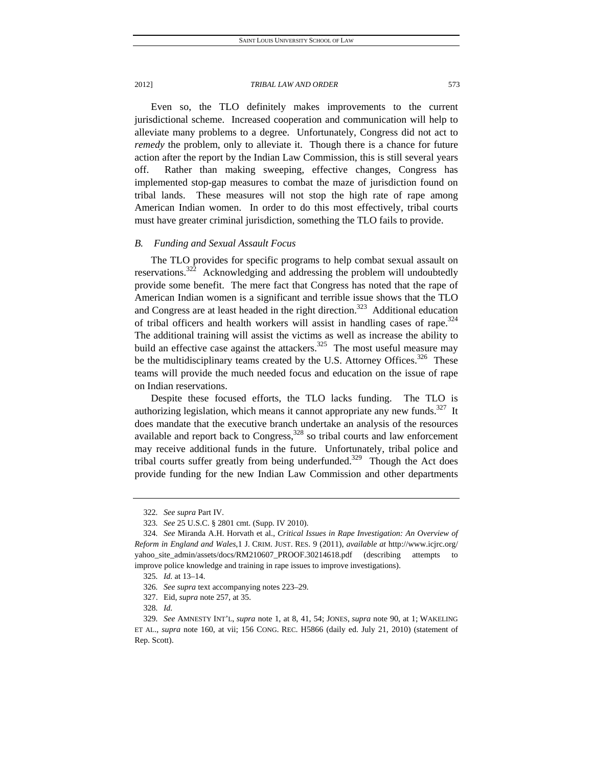Even so, the TLO definitely makes improvements to the current jurisdictional scheme. Increased cooperation and communication will help to alleviate many problems to a degree. Unfortunately, Congress did not act to *remedy* the problem, only to alleviate it. Though there is a chance for future action after the report by the Indian Law Commission, this is still several years off. Rather than making sweeping, effective changes, Congress has implemented stop-gap measures to combat the maze of jurisdiction found on tribal lands. These measures will not stop the high rate of rape among American Indian women. In order to do this most effectively, tribal courts must have greater criminal jurisdiction, something the TLO fails to provide.

### *B. Funding and Sexual Assault Focus*

The TLO provides for specific programs to help combat sexual assault on reservations.[322] Acknowledging and addressing the problem will undoubtedly provide some benefit. The mere fact that Congress has noted that the rape of American Indian women is a significant and terrible issue shows that the TLO and Congress are at least headed in the right direction.[323] Additional education of tribal officers and health workers will assist in handling cases of rape.[324] The additional training will assist the victims as well as increase the ability to build an effective case against the attackers.[325] The most useful measure may be the multidisciplinary teams created by the U.S. Attorney Offices.[326] These teams will provide the much needed focus and education on the issue of rape on Indian reservations.

Despite these focused efforts, the TLO lacks funding. The TLO is authorizing legislation, which means it cannot appropriate any new funds.[327] It does mandate that the executive branch undertake an analysis of the resources available and report back to Congress,[328] so tribal courts and law enforcement may receive additional funds in the future. Unfortunately, tribal police and tribal courts suffer greatly from being underfunded.[329] Though the Act does provide funding for the new Indian Law Commission and other departments

---

322. *See supra* Part IV.

323. *See* 25 U.S.C. § 2801 cmt. (Supp. IV 2010).

324. *See* Miranda A.H. Horvath et al., *Critical Issues in Rape Investigation: An Overview of Reform in England and Wales*,1 J. CRIM. JUST. RES. 9 (2011), *available at* http://www.icjrc.org/yahoo_site_admin/assets/docs/RM210607_PROOF.30214618.pdf (describing attempts to improve police knowledge and training in rape issues to improve investigations).

325. *Id.* at 13–14.

326. *See supra* text accompanying notes 223–29.

327. Eid, *supra* note 257, at 35.

328. *Id.*

329. *See* AMNESTY INT'L, *supra* note 1, at 8, 41, 54; JONES, *supra* note 90, at 1; WAKELING ET AL., *supra* note 160, at vii; 156 CONG. REC. H5866 (daily ed. July 21, 2010) (statement of Rep. Scott).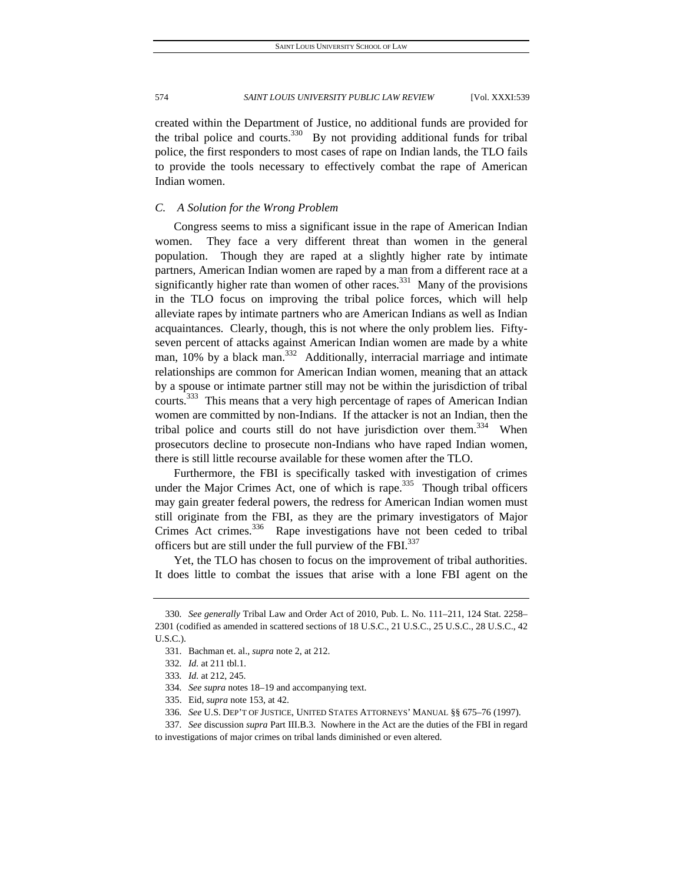created within the Department of Justice, no additional funds are provided for the tribal police and courts.[330] By not providing additional funds for tribal police, the first responders to most cases of rape on Indian lands, the TLO fails to provide the tools necessary to effectively combat the rape of American Indian women.

### *C. A Solution for the Wrong Problem*

Congress seems to miss a significant issue in the rape of American Indian women. They face a very different threat than women in the general population. Though they are raped at a slightly higher rate by intimate partners, American Indian women are raped by a man from a different race at a significantly higher rate than women of other races.[331] Many of the provisions in the TLO focus on improving the tribal police forces, which will help alleviate rapes by intimate partners who are American Indians as well as Indian acquaintances. Clearly, though, this is not where the only problem lies. Fifty-seven percent of attacks against American Indian women are made by a white man, 10% by a black man.[332] Additionally, interracial marriage and intimate relationships are common for American Indian women, meaning that an attack by a spouse or intimate partner still may not be within the jurisdiction of tribal courts.[333] This means that a very high percentage of rapes of American Indian women are committed by non-Indians. If the attacker is not an Indian, then the tribal police and courts still do not have jurisdiction over them.[334] When prosecutors decline to prosecute non-Indians who have raped Indian women, there is still little recourse available for these women after the TLO.

Furthermore, the FBI is specifically tasked with investigation of crimes under the Major Crimes Act, one of which is rape.[335] Though tribal officers may gain greater federal powers, the redress for American Indian women must still originate from the FBI, as they are the primary investigators of Major Crimes Act crimes.[336] Rape investigations have not been ceded to tribal officers but are still under the full purview of the FBI.[337]

Yet, the TLO has chosen to focus on the improvement of tribal authorities. It does little to combat the issues that arise with a lone FBI agent on the

---

330. *See generally* Tribal Law and Order Act of 2010, Pub. L. No. 111–211, 124 Stat. 2258–2301 (codified as amended in scattered sections of 18 U.S.C., 21 U.S.C., 25 U.S.C., 28 U.S.C., 42 U.S.C.).

331. Bachman et. al., *supra* note 2, at 212.

332. *Id.* at 211 tbl.1.

333. *Id.* at 212, 245.

334. *See supra* notes 18–19 and accompanying text.

335. Eid, *supra* note 153, at 42.

336. *See* U.S. DEP'T OF JUSTICE, UNITED STATES ATTORNEYS' MANUAL §§ 675–76 (1997).

337. *See* discussion *supra* Part III.B.3. Nowhere in the Act are the duties of the FBI in regard to investigations of major crimes on tribal lands diminished or even altered.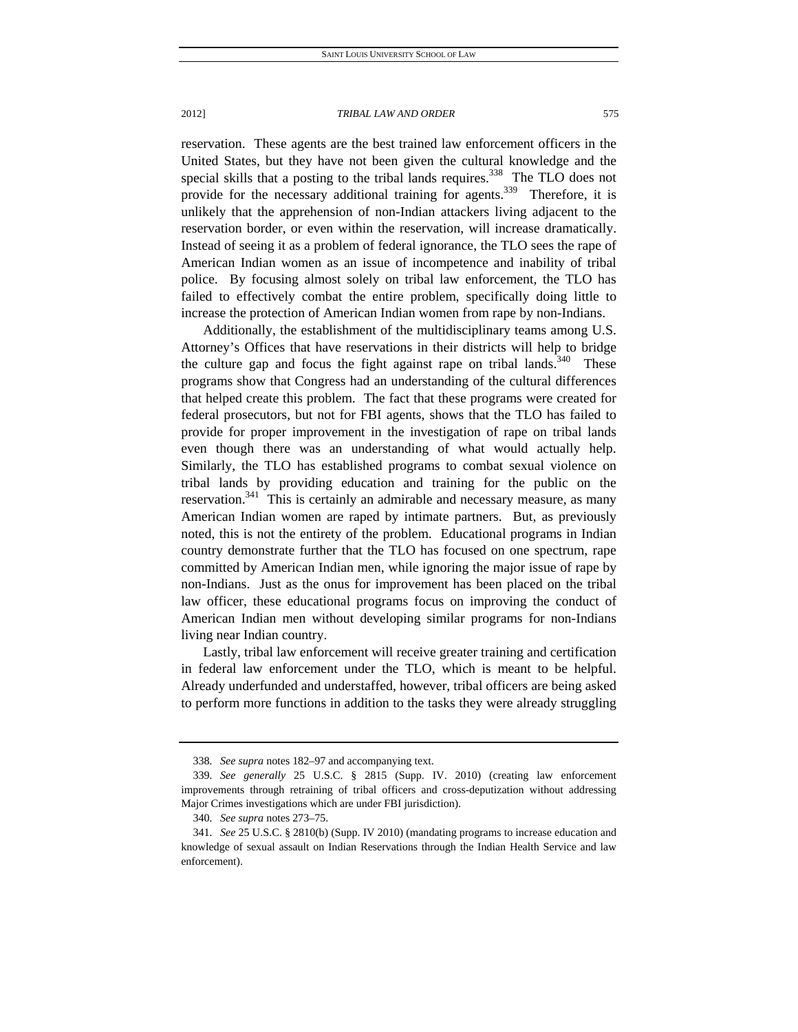reservation. These agents are the best trained law enforcement officers in the United States, but they have not been given the cultural knowledge and the special skills that a posting to the tribal lands requires.[338] The TLO does not provide for the necessary additional training for agents.[339] Therefore, it is unlikely that the apprehension of non-Indian attackers living adjacent to the reservation border, or even within the reservation, will increase dramatically. Instead of seeing it as a problem of federal ignorance, the TLO sees the rape of American Indian women as an issue of incompetence and inability of tribal police. By focusing almost solely on tribal law enforcement, the TLO has failed to effectively combat the entire problem, specifically doing little to increase the protection of American Indian women from rape by non-Indians.

Additionally, the establishment of the multidisciplinary teams among U.S. Attorney's Offices that have reservations in their districts will help to bridge the culture gap and focus the fight against rape on tribal lands.[340] These programs show that Congress had an understanding of the cultural differences that helped create this problem. The fact that these programs were created for federal prosecutors, but not for FBI agents, shows that the TLO has failed to provide for proper improvement in the investigation of rape on tribal lands even though there was an understanding of what would actually help. Similarly, the TLO has established programs to combat sexual violence on tribal lands by providing education and training for the public on the reservation.[341] This is certainly an admirable and necessary measure, as many American Indian women are raped by intimate partners. But, as previously noted, this is not the entirety of the problem. Educational programs in Indian country demonstrate further that the TLO has focused on one spectrum, rape committed by American Indian men, while ignoring the major issue of rape by non-Indians. Just as the onus for improvement has been placed on the tribal law officer, these educational programs focus on improving the conduct of American Indian men without developing similar programs for non-Indians living near Indian country.

Lastly, tribal law enforcement will receive greater training and certification in federal law enforcement under the TLO, which is meant to be helpful. Already underfunded and understaffed, however, tribal officers are being asked to perform more functions in addition to the tasks they were already struggling

---

338. *See supra* notes 182–97 and accompanying text.

339. *See generally* 25 U.S.C. § 2815 (Supp. IV. 2010) (creating law enforcement improvements through retraining of tribal officers and cross-deputization without addressing Major Crimes investigations which are under FBI jurisdiction).

340. *See supra* notes 273–75.

341. *See* 25 U.S.C. § 2810(b) (Supp. IV 2010) (mandating programs to increase education and knowledge of sexual assault on Indian Reservations through the Indian Health Service and law enforcement).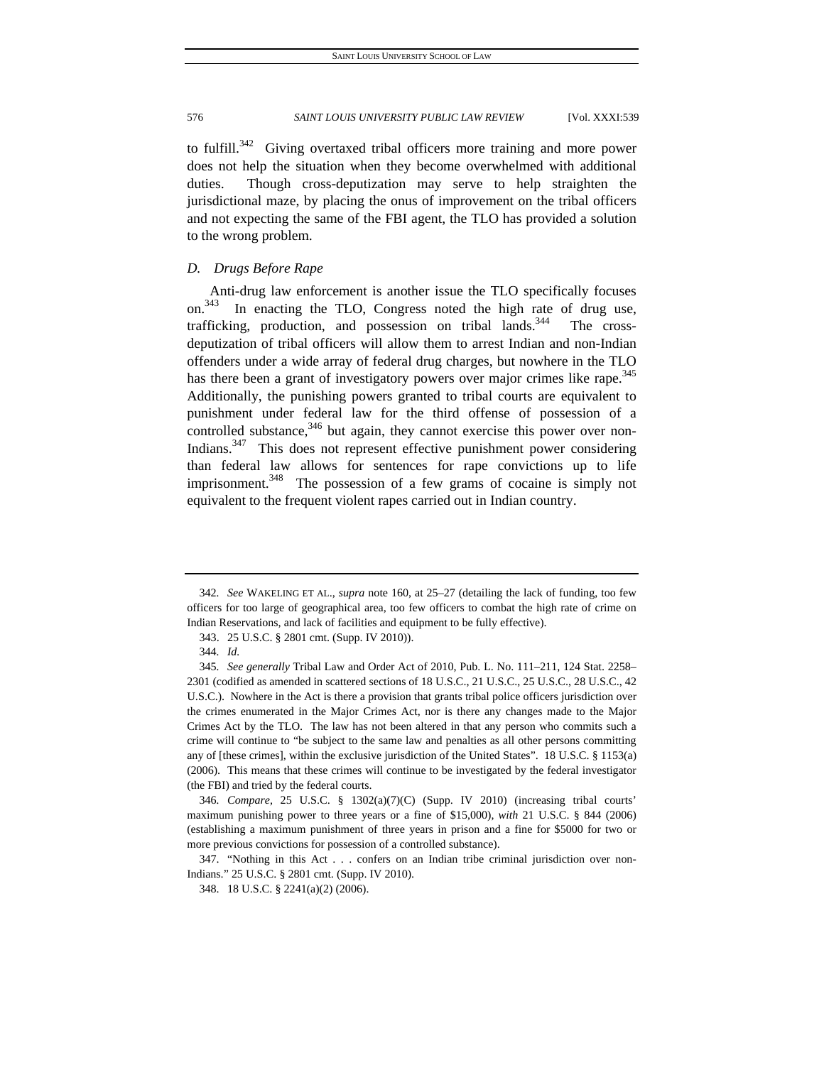to fulfill.[342] Giving overtaxed tribal officers more training and more power does not help the situation when they become overwhelmed with additional duties. Though cross-deputization may serve to help straighten the jurisdictional maze, by placing the onus of improvement on the tribal officers and not expecting the same of the FBI agent, the TLO has provided a solution to the wrong problem.

### *D. Drugs Before Rape*

Anti-drug law enforcement is another issue the TLO specifically focuses on.[343] In enacting the TLO, Congress noted the high rate of drug use, trafficking, production, and possession on tribal lands.[344] The cross-deputization of tribal officers will allow them to arrest Indian and non-Indian offenders under a wide array of federal drug charges, but nowhere in the TLO has there been a grant of investigatory powers over major crimes like rape.[345] Additionally, the punishing powers granted to tribal courts are equivalent to punishment under federal law for the third offense of possession of a controlled substance,[346] but again, they cannot exercise this power over non-Indians.[347] This does not represent effective punishment power considering than federal law allows for sentences for rape convictions up to life imprisonment.[348] The possession of a few grams of cocaine is simply not equivalent to the frequent violent rapes carried out in Indian country.

---

342. *See* WAKELING ET AL., *supra* note 160, at 25–27 (detailing the lack of funding, too few officers for too large of geographical area, too few officers to combat the high rate of crime on Indian Reservations, and lack of facilities and equipment to be fully effective).

343. 25 U.S.C. § 2801 cmt. (Supp. IV 2010)).

344. *Id.*

345. *See generally* Tribal Law and Order Act of 2010, Pub. L. No. 111–211, 124 Stat. 2258–2301 (codified as amended in scattered sections of 18 U.S.C., 21 U.S.C., 25 U.S.C., 28 U.S.C., 42 U.S.C.). Nowhere in the Act is there a provision that grants tribal police officers jurisdiction over the crimes enumerated in the Major Crimes Act, nor is there any changes made to the Major Crimes Act by the TLO. The law has not been altered in that any person who commits such a crime will continue to "be subject to the same law and penalties as all other persons committing any of [these crimes], within the exclusive jurisdiction of the United States". 18 U.S.C. § 1153(a) (2006). This means that these crimes will continue to be investigated by the federal investigator (the FBI) and tried by the federal courts.

346. *Compare*, 25 U.S.C. § 1302(a)(7)(C) (Supp. IV 2010) (increasing tribal courts' maximum punishing power to three years or a fine of $15,000), *with* 21 U.S.C. § 844 (2006) (establishing a maximum punishment of three years in prison and a fine for $5000 for two or more previous convictions for possession of a controlled substance).

347. "Nothing in this Act . . . confers on an Indian tribe criminal jurisdiction over non-Indians." 25 U.S.C. § 2801 cmt. (Supp. IV 2010).

348. 18 U.S.C. § 2241(a)(2) (2006).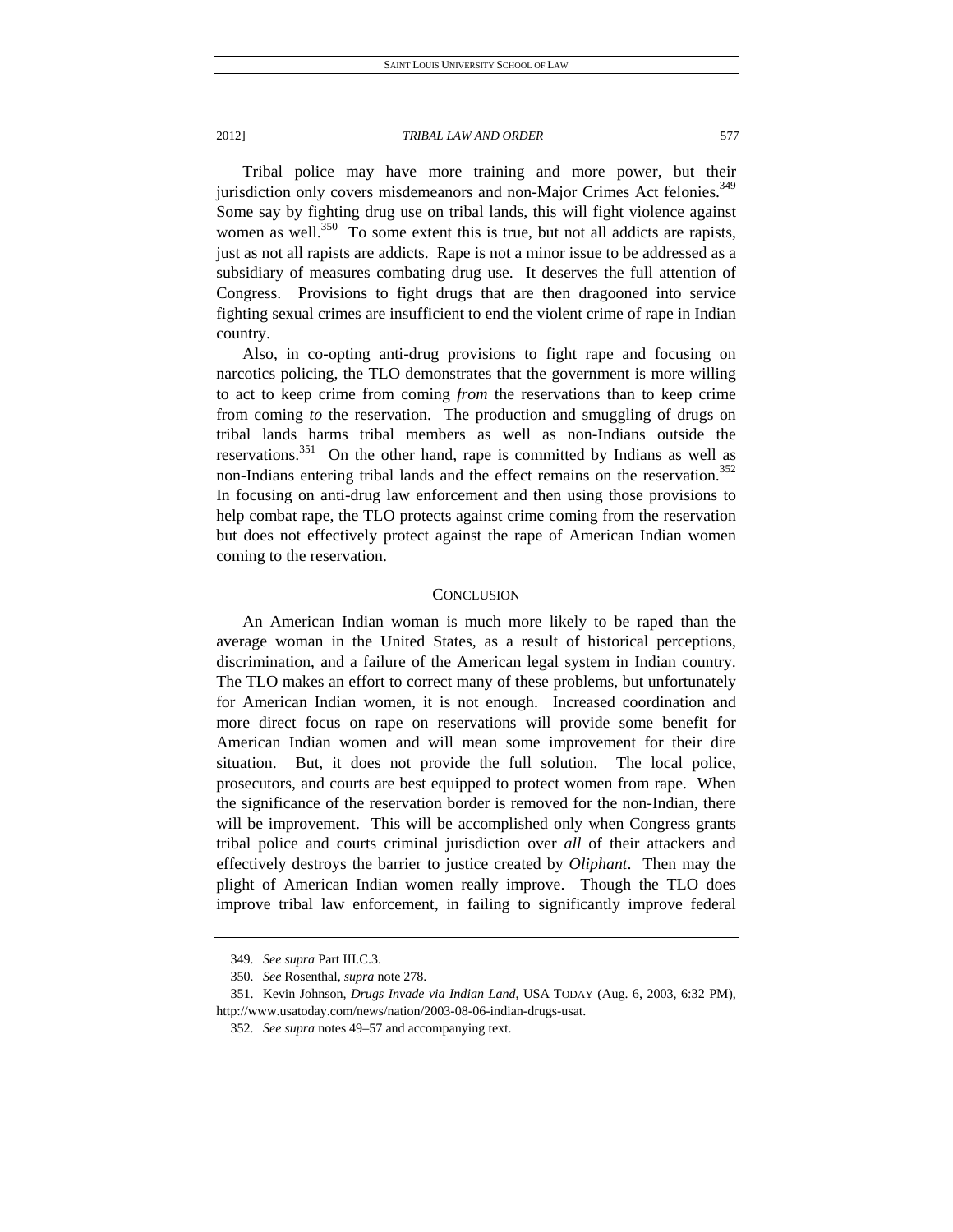Tribal police may have more training and more power, but their jurisdiction only covers misdemeanors and non-Major Crimes Act felonies.[349] Some say by fighting drug use on tribal lands, this will fight violence against women as well.[350] To some extent this is true, but not all addicts are rapists, just as not all rapists are addicts. Rape is not a minor issue to be addressed as a subsidiary of measures combating drug use. It deserves the full attention of Congress. Provisions to fight drugs that are then dragooned into service fighting sexual crimes are insufficient to end the violent crime of rape in Indian country.

Also, in co-opting anti-drug provisions to fight rape and focusing on narcotics policing, the TLO demonstrates that the government is more willing to act to keep crime from coming *from* the reservations than to keep crime from coming *to* the reservation. The production and smuggling of drugs on tribal lands harms tribal members as well as non-Indians outside the reservations.[351] On the other hand, rape is committed by Indians as well as non-Indians entering tribal lands and the effect remains on the reservation.[352] In focusing on anti-drug law enforcement and then using those provisions to help combat rape, the TLO protects against crime coming from the reservation but does not effectively protect against the rape of American Indian women coming to the reservation.

## CONCLUSION

An American Indian woman is much more likely to be raped than the average woman in the United States, as a result of historical perceptions, discrimination, and a failure of the American legal system in Indian country. The TLO makes an effort to correct many of these problems, but unfortunately for American Indian women, it is not enough. Increased coordination and more direct focus on rape on reservations will provide some benefit for American Indian women and will mean some improvement for their dire situation. But, it does not provide the full solution. The local police, prosecutors, and courts are best equipped to protect women from rape. When the significance of the reservation border is removed for the non-Indian, there will be improvement. This will be accomplished only when Congress grants tribal police and courts criminal jurisdiction over *all* of their attackers and effectively destroys the barrier to justice created by *Oliphant*. Then may the plight of American Indian women really improve. Though the TLO does improve tribal law enforcement, in failing to significantly improve federal

---

349. *See supra* Part III.C.3.

350. *See* Rosenthal, *supra* note 278.

351. Kevin Johnson, *Drugs Invade via Indian Land*, USA TODAY (Aug. 6, 2003, 6:32 PM), http://www.usatoday.com/news/nation/2003-08-06-indian-drugs-usat.

352. *See supra* notes 49–57 and accompanying text.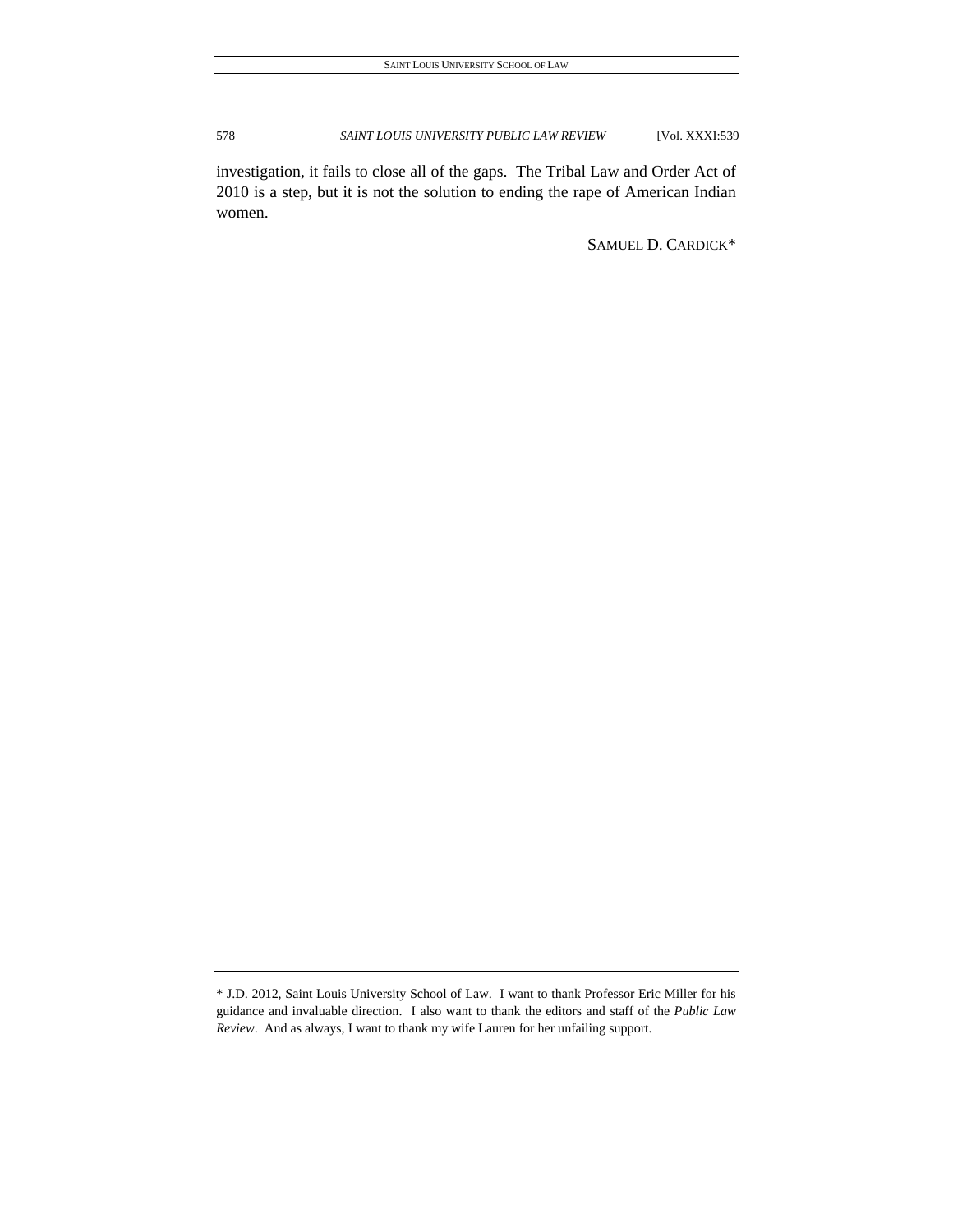investigation, it fails to close all of the gaps. The Tribal Law and Order Act of 2010 is a step, but it is not the solution to ending the rape of American Indian women.

SAMUEL D. CARDICK*

---

* J.D. 2012, Saint Louis University School of Law. I want to thank Professor Eric Miller for his guidance and invaluable direction. I also want to thank the editors and staff of the *Public Law Review*. And as always, I want to thank my wife Lauren for her unfailing support.